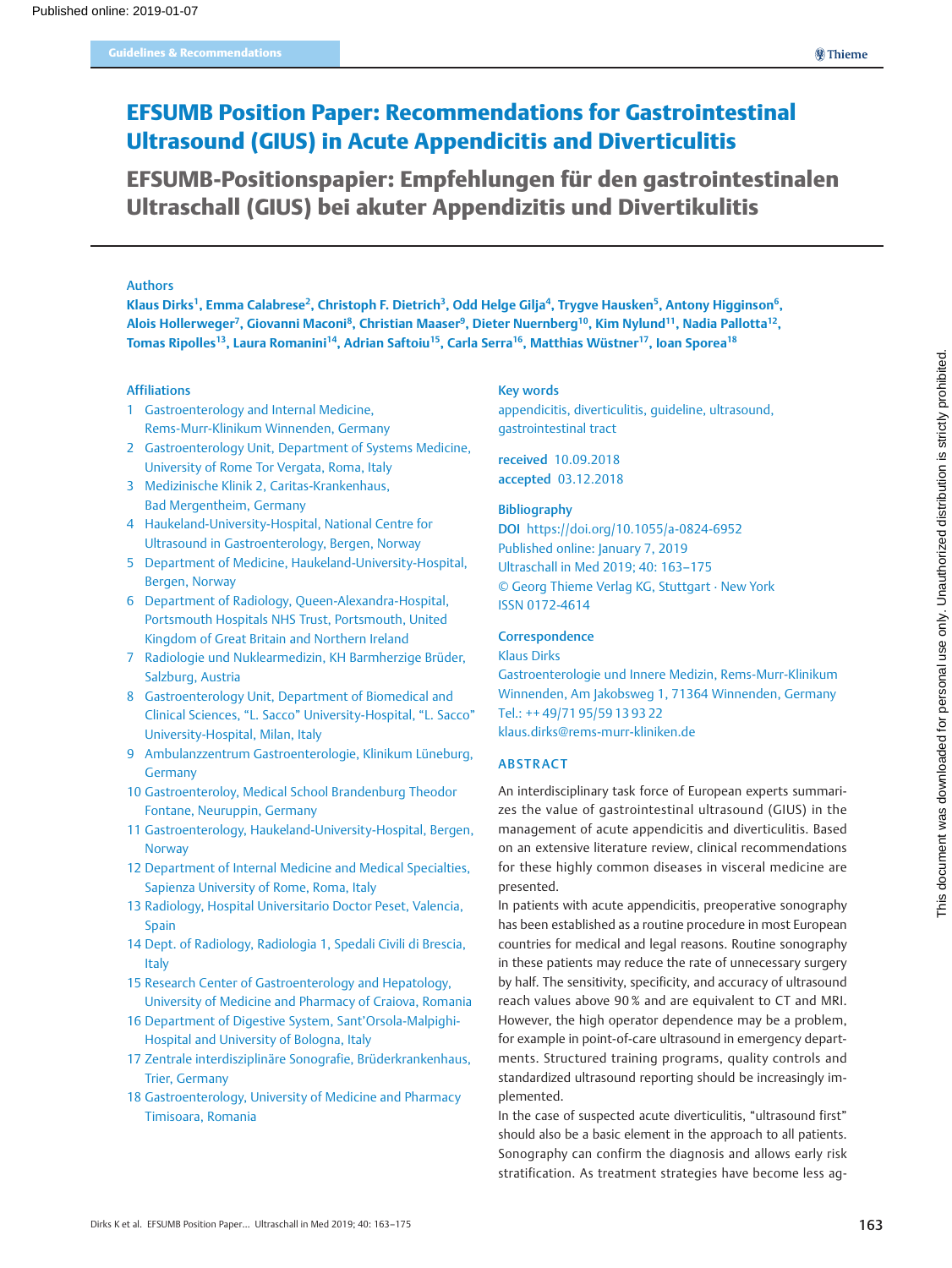Guidelines & Recommendations

# EFSUMB Position Paper: Recommendations for Gastrointestinal Ultrasound (GIUS) in Acute Appendicitis and Diverticulitis

## EFSUMB-Positionspapier: Empfehlungen für den gastrointestinalen Ultraschall (GIUS) bei akuter Appendizitis und Divertikulitis

**Authors**

**Klaus Dirks[1], Emma Calabrese[2], Christoph F. Dietrich[3], Odd Helge Gilja[4], Trygve Hausken[5], Antony Higginson[6], Alois Hollerweger[7], Giovanni Maconi[8], Christian Maaser[9], Dieter Nuernberg[10], Kim Nylund[11], Nadia Pallotta[12], Tomas Ripolles[13], Laura Romanini[14], Adrian Saftoiu[15], Carla Serra[16], Matthias Wüstner[17], Ioan Sporea[18]**

**Affiliations**

1. Gastroenterology and Internal Medicine, Rems-Murr-Klinikum Winnenden, Germany
2. Gastroenterology Unit, Department of Systems Medicine, University of Rome Tor Vergata, Roma, Italy
3. Medizinische Klinik 2, Caritas-Krankenhaus, Bad Mergentheim, Germany
4. Haukeland-University-Hospital, National Centre for Ultrasound in Gastroenterology, Bergen, Norway
5. Department of Medicine, Haukeland-University-Hospital, Bergen, Norway
6. Department of Radiology, Queen-Alexandra-Hospital, Portsmouth Hospitals NHS Trust, Portsmouth, United Kingdom of Great Britain and Northern Ireland
7. Radiologie und Nuklearmedizin, KH Barmherzige Brüder, Salzburg, Austria
8. Gastroenterology Unit, Department of Biomedical and Clinical Sciences, "L. Sacco" University-Hospital, "L. Sacco" University-Hospital, Milan, Italy
9. Ambulanzzentrum Gastroenterologie, Klinikum Lüneburg, Germany
10. Gastroenteroloy, Medical School Brandenburg Theodor Fontane, Neuruppin, Germany
11. Gastroenterology, Haukeland-University-Hospital, Bergen, Norway
12. Department of Internal Medicine and Medical Specialties, Sapienza University of Rome, Roma, Italy
13. Radiology, Hospital Universitario Doctor Peset, Valencia, Spain
14. Dept. of Radiology, Radiologia 1, Spedali Civili di Brescia, Italy
15. Research Center of Gastroenterology and Hepatology, University of Medicine and Pharmacy of Craiova, Romania
16. Department of Digestive System, Sant'Orsola-Malpighi-Hospital and University of Bologna, Italy
17. Zentrale interdisziplinäre Sonografie, Brüderkrankenhaus, Trier, Germany
18. Gastroenterology, University of Medicine and Pharmacy Timisoara, Romania

**Key words**

appendicitis, diverticulitis, guideline, ultrasound, gastrointestinal tract

**received** 10.09.2018
**accepted** 03.12.2018

**Bibliography**

**DOI** https://doi.org/10.1055/a-0824-6952
Published online: January 7, 2019
Ultraschall in Med 2019; 40: 163–175
© Georg Thieme Verlag KG, Stuttgart · New York
ISSN 0172-4614

**Correspondence**

Klaus Dirks
Gastroenterologie und Innere Medizin, Rems-Murr-Klinikum Winnenden, Am Jakobsweg 1, 71364 Winnenden, Germany
Tel.: ++ 49/71 95/59 13 93 22
klaus.dirks@rems-murr-kliniken.de

## ABSTRACT

An interdisciplinary task force of European experts summarizes the value of gastrointestinal ultrasound (GIUS) in the management of acute appendicitis and diverticulitis. Based on an extensive literature review, clinical recommendations for these highly common diseases in visceral medicine are presented.

In patients with acute appendicitis, preoperative sonography has been established as a routine procedure in most European countries for medical and legal reasons. Routine sonography in these patients may reduce the rate of unnecessary surgery by half. The sensitivity, specificity, and accuracy of ultrasound reach values above 90 % and are equivalent to CT and MRI. However, the high operator dependence may be a problem, for example in point-of-care ultrasound in emergency departments. Structured training programs, quality controls and standardized ultrasound reporting should be increasingly implemented.

In the case of suspected acute diverticulitis, "ultrasound first" should also be a basic element in the approach to all patients. Sonography can confirm the diagnosis and allows early risk stratification. As treatment strategies have become less ag-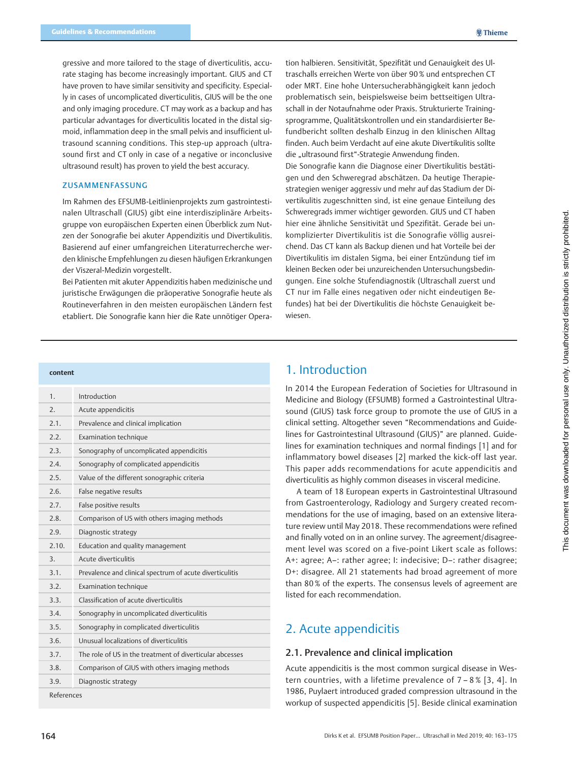gressive and more tailored to the stage of diverticulitis, accurate staging has become increasingly important. GIUS and CT have proven to have similar sensitivity and specificity. Especially in cases of uncomplicated diverticulitis, GIUS will be the one and only imaging procedure. CT may work as a backup and has particular advantages for diverticulitis located in the distal sigmoid, inflammation deep in the small pelvis and insufficient ultrasound scanning conditions. This step-up approach (ultrasound first and CT only in case of a negative or inconclusive ultrasound result) has proven to yield the best accuracy.

## ZUSAMMENFASSUNG

Im Rahmen des EFSUMB-Leitlinienprojekts zum gastrointestinalen Ultraschall (GIUS) gibt eine interdisziplinäre Arbeitsgruppe von europäischen Experten einen Überblick zum Nutzen der Sonografie bei akuter Appendizitis und Divertikulitis. Basierend auf einer umfangreichen Literaturrecherche werden klinische Empfehlungen zu diesen häufigen Erkrankungen der Viszeral-Medizin vorgestellt.

Bei Patienten mit akuter Appendizitis haben medizinische und juristische Erwägungen die präoperative Sonografie heute als Routineverfahren in den meisten europäischen Ländern fest etabliert. Die Sonografie kann hier die Rate unnötiger Operation halbieren. Sensitivität, Spezifität und Genauigkeit des Ultraschalls erreichen Werte von über 90 % und entsprechen CT oder MRT. Eine hohe Untersucherabhängigkeit kann jedoch problematisch sein, beispielsweise beim bettseitigen Ultraschall in der Notaufnahme oder Praxis. Strukturierte Trainingsprogramme, Qualitätskontrollen und ein standardisierter Befundbericht sollten deshalb Einzug in den klinischen Alltag finden. Auch beim Verdacht auf eine akute Divertikulitis sollte die „ultrasound first"-Strategie Anwendung finden.

Die Sonografie kann die Diagnose einer Divertikulitis bestätigen und den Schweregrad abschätzen. Da heutige Therapiestrategien weniger aggressiv und mehr auf das Stadium der Divertikulitis zugeschnitten sind, ist eine genaue Einteilung des Schweregrads immer wichtiger geworden. GIUS und CT haben hier eine ähnliche Sensitivität und Spezifität. Gerade bei unkomplizierter Divertikulitis ist die Sonografie völlig ausreichend. Das CT kann als Backup dienen und hat Vorteile bei der Divertikulitis im distalen Sigma, bei einer Entzündung tief im kleinen Becken oder bei unzureichenden Untersuchungsbedingungen. Eine solche Stufendiagnostik (Ultraschall zuerst und CT nur im Falle eines negativen oder nicht eindeutigen Befundes) hat bei der Divertikulitis die höchste Genauigkeit bewiesen.

| content | |
|---|---|
| 1. | Introduction |
| 2. | Acute appendicitis |
| 2.1. | Prevalence and clinical implication |
| 2.2. | Examination technique |
| 2.3. | Sonography of uncomplicated appendicitis |
| 2.4. | Sonography of complicated appendicitis |
| 2.5. | Value of the different sonographic criteria |
| 2.6. | False negative results |
| 2.7. | False positive results |
| 2.8. | Comparison of US with others imaging methods |
| 2.9. | Diagnostic strategy |
| 2.10. | Education and quality management |
| 3. | Acute diverticulitis |
| 3.1. | Prevalence and clinical spectrum of acute diverticulitis |
| 3.2. | Examination technique |
| 3.3. | Classification of acute diverticulitis |
| 3.4. | Sonography in uncomplicated diverticulitis |
| 3.5. | Sonography in complicated diverticulitis |
| 3.6. | Unusual localizations of diverticulitis |
| 3.7. | The role of US in the treatment of diverticular abscesses |
| 3.8. | Comparison of GIUS with others imaging methods |
| 3.9. | Diagnostic strategy |
| References | |

# 1. Introduction

In 2014 the European Federation of Societies for Ultrasound in Medicine and Biology (EFSUMB) formed a Gastrointestinal Ultrasound (GIUS) task force group to promote the use of GIUS in a clinical setting. Altogether seven "Recommendations and Guidelines for Gastrointestinal Ultrasound (GIUS)" are planned. Guidelines for examination techniques and normal findings [1] and for inflammatory bowel diseases [2] marked the kick-off last year. This paper adds recommendations for acute appendicitis and diverticulitis as highly common diseases in visceral medicine.

A team of 18 European experts in Gastrointestinal Ultrasound from Gastroenterology, Radiology and Surgery created recommendations for the use of imaging, based on an extensive literature review until May 2018. These recommendations were refined and finally voted on in an online survey. The agreement/disagreement level was scored on a five-point Likert scale as follows: A+: agree; A–: rather agree; I: indecisive; D–: rather disagree; D+: disagree. All 21 statements had broad agreement of more than 80 % of the experts. The consensus levels of agreement are listed for each recommendation.

# 2. Acute appendicitis

## 2.1. Prevalence and clinical implication

Acute appendicitis is the most common surgical disease in Western countries, with a lifetime prevalence of 7 – 8 % [3, 4]. In 1986, Puylaert introduced graded compression ultrasound in the workup of suspected appendicitis [5]. Beside clinical examination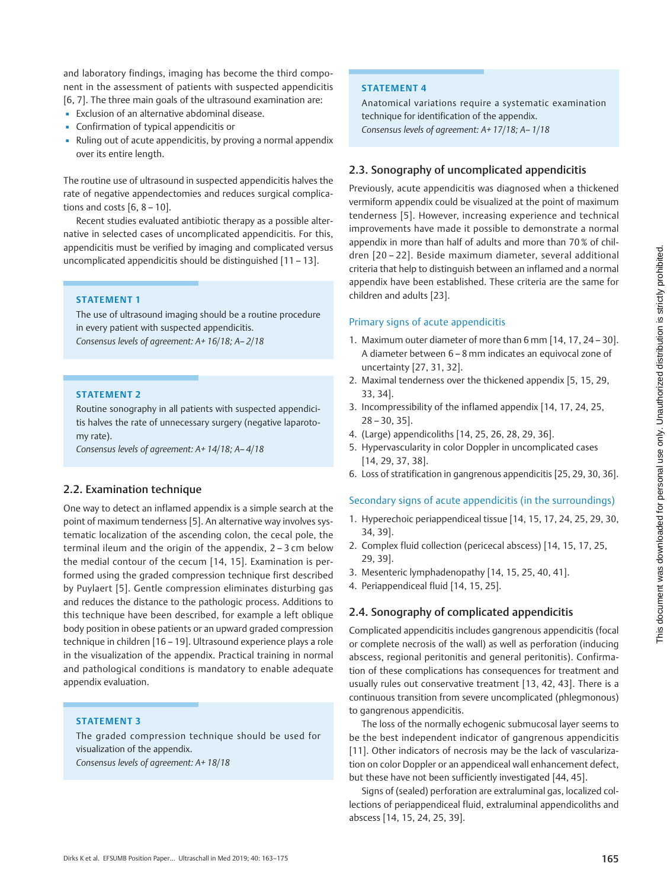and laboratory findings, imaging has become the third component in the assessment of patients with suspected appendicitis [6, 7]. The three main goals of the ultrasound examination are:

- Exclusion of an alternative abdominal disease.
- Confirmation of typical appendicitis or
- Ruling out of acute appendicitis, by proving a normal appendix over its entire length.

The routine use of ultrasound in suspected appendicitis halves the rate of negative appendectomies and reduces surgical complications and costs [6, 8 – 10].

Recent studies evaluated antibiotic therapy as a possible alternative in selected cases of uncomplicated appendicitis. For this, appendicitis must be verified by imaging and complicated versus uncomplicated appendicitis should be distinguished [11 – 13].

**STATEMENT 1**

The use of ultrasound imaging should be a routine procedure in every patient with suspected appendicitis.
*Consensus levels of agreement: A+ 16/18; A– 2/18*

**STATEMENT 2**

Routine sonography in all patients with suspected appendicitis halves the rate of unnecessary surgery (negative laparotomy rate).
*Consensus levels of agreement: A+ 14/18; A– 4/18*

## 2.2. Examination technique

One way to detect an inflamed appendix is a simple search at the point of maximum tenderness [5]. An alternative way involves systematic localization of the ascending colon, the cecal pole, the terminal ileum and the origin of the appendix, 2 – 3 cm below the medial contour of the cecum [14, 15]. Examination is performed using the graded compression technique first described by Puylaert [5]. Gentle compression eliminates disturbing gas and reduces the distance to the pathologic process. Additions to this technique have been described, for example a left oblique body position in obese patients or an upward graded compression technique in children [16 – 19]. Ultrasound experience plays a role in the visualization of the appendix. Practical training in normal and pathological conditions is mandatory to enable adequate appendix evaluation.

**STATEMENT 3**

The graded compression technique should be used for visualization of the appendix.
*Consensus levels of agreement: A+ 18/18*

**STATEMENT 4**

Anatomical variations require a systematic examination technique for identification of the appendix.
*Consensus levels of agreement: A+ 17/18; A– 1/18*

## 2.3. Sonography of uncomplicated appendicitis

Previously, acute appendicitis was diagnosed when a thickened vermiform appendix could be visualized at the point of maximum tenderness [5]. However, increasing experience and technical improvements have made it possible to demonstrate a normal appendix in more than half of adults and more than 70 % of children [20 – 22]. Beside maximum diameter, several additional criteria that help to distinguish between an inflamed and a normal appendix have been established. These criteria are the same for children and adults [23].

### Primary signs of acute appendicitis

1. Maximum outer diameter of more than 6 mm [14, 17, 24 – 30]. A diameter between 6 – 8 mm indicates an equivocal zone of uncertainty [27, 31, 32].
2. Maximal tenderness over the thickened appendix [5, 15, 29, 33, 34].
3. Incompressibility of the inflamed appendix [14, 17, 24, 25, 28 – 30, 35].
4. (Large) appendicoliths [14, 25, 26, 28, 29, 36].
5. Hypervascularity in color Doppler in uncomplicated cases [14, 29, 37, 38].
6. Loss of stratification in gangrenous appendicitis [25, 29, 30, 36].

### Secondary signs of acute appendicitis (in the surroundings)

1. Hyperechoic periappendiceal tissue [14, 15, 17, 24, 25, 29, 30, 34, 39].
2. Complex fluid collection (pericecal abscess) [14, 15, 17, 25, 29, 39].
3. Mesenteric lymphadenopathy [14, 15, 25, 40, 41].
4. Periappendiceal fluid [14, 15, 25].

## 2.4. Sonography of complicated appendicitis

Complicated appendicitis includes gangrenous appendicitis (focal or complete necrosis of the wall) as well as perforation (inducing abscess, regional peritonitis and general peritonitis). Confirmation of these complications has consequences for treatment and usually rules out conservative treatment [13, 42, 43]. There is a continuous transition from severe uncomplicated (phlegmonous) to gangrenous appendicitis.

The loss of the normally echogenic submucosal layer seems to be the best independent indicator of gangrenous appendicitis [11]. Other indicators of necrosis may be the lack of vascularization on color Doppler or an appendiceal wall enhancement defect, but these have not been sufficiently investigated [44, 45].

Signs of (sealed) perforation are extraluminal gas, localized collections of periappendiceal fluid, extraluminal appendicoliths and abscess [14, 15, 24, 25, 39].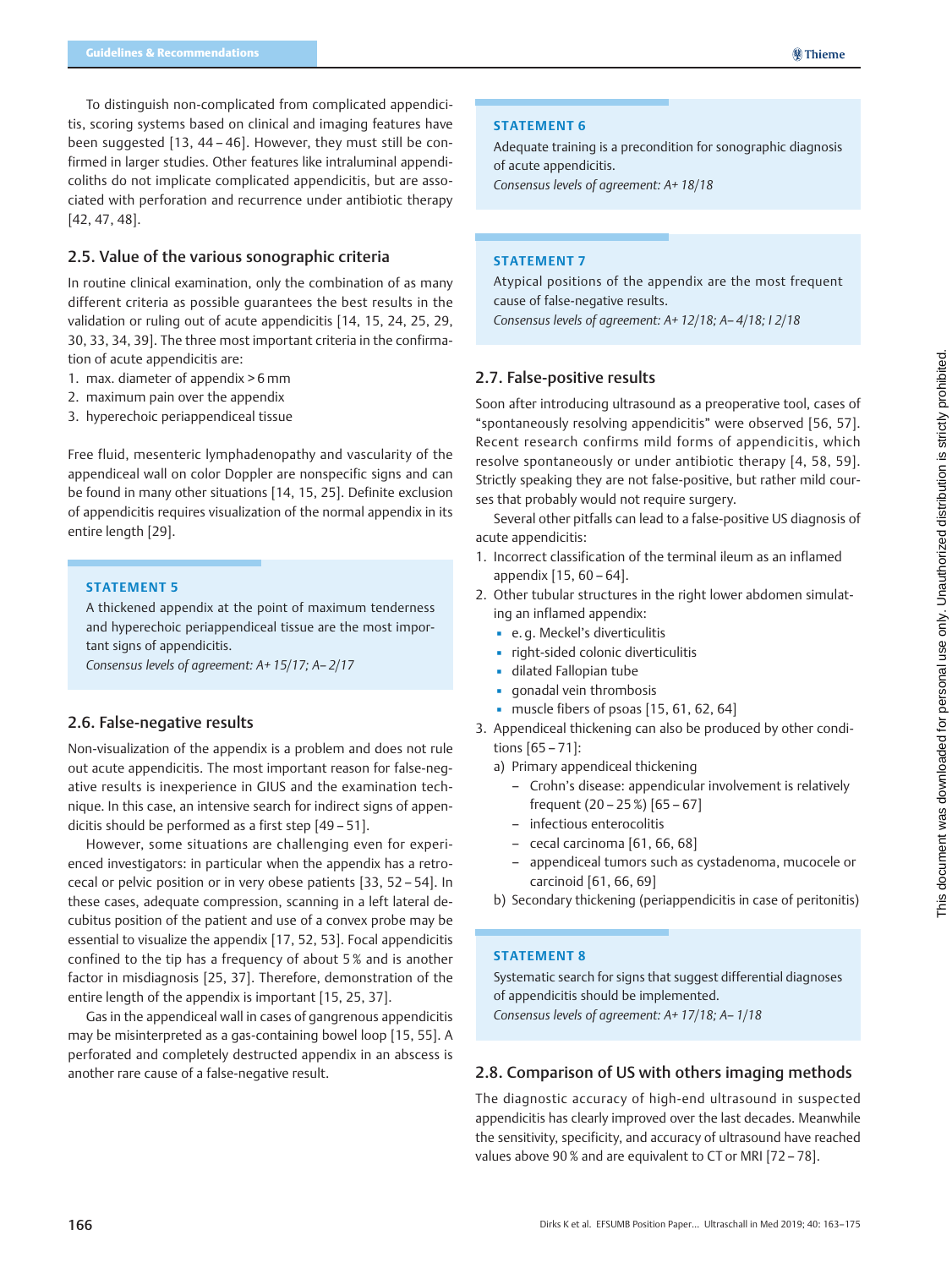To distinguish non-complicated from complicated appendicitis, scoring systems based on clinical and imaging features have been suggested [13, 44 – 46]. However, they must still be confirmed in larger studies. Other features like intraluminal appendicoliths do not implicate complicated appendicitis, but are associated with perforation and recurrence under antibiotic therapy [42, 47, 48].

## 2.5. Value of the various sonographic criteria

In routine clinical examination, only the combination of as many different criteria as possible guarantees the best results in the validation or ruling out of acute appendicitis [14, 15, 24, 25, 29, 30, 33, 34, 39]. The three most important criteria in the confirmation of acute appendicitis are:

1. max. diameter of appendix > 6 mm
2. maximum pain over the appendix
3. hyperechoic periappendiceal tissue

Free fluid, mesenteric lymphadenopathy and vascularity of the appendiceal wall on color Doppler are nonspecific signs and can be found in many other situations [14, 15, 25]. Definite exclusion of appendicitis requires visualization of the normal appendix in its entire length [29].

> **STATEMENT 5**
>
> A thickened appendix at the point of maximum tenderness and hyperechoic periappendiceal tissue are the most important signs of appendicitis.
>
> *Consensus levels of agreement: A+ 15/17; A– 2/17*

## 2.6. False-negative results

Non-visualization of the appendix is a problem and does not rule out acute appendicitis. The most important reason for false-negative results is inexperience in GIUS and the examination technique. In this case, an intensive search for indirect signs of appendicitis should be performed as a first step [49 – 51].

However, some situations are challenging even for experienced investigators: in particular when the appendix has a retrocecal or pelvic position or in very obese patients [33, 52 – 54]. In these cases, adequate compression, scanning in a left lateral decubitus position of the patient and use of a convex probe may be essential to visualize the appendix [17, 52, 53]. Focal appendicitis confined to the tip has a frequency of about 5 % and is another factor in misdiagnosis [25, 37]. Therefore, demonstration of the entire length of the appendix is important [15, 25, 37].

Gas in the appendiceal wall in cases of gangrenous appendicitis may be misinterpreted as a gas-containing bowel loop [15, 55]. A perforated and completely destructed appendix in an abscess is another rare cause of a false-negative result.

> **STATEMENT 6**
>
> Adequate training is a precondition for sonographic diagnosis of acute appendicitis.
>
> *Consensus levels of agreement: A+ 18/18*

> **STATEMENT 7**
>
> Atypical positions of the appendix are the most frequent cause of false-negative results.
>
> *Consensus levels of agreement: A+ 12/18; A– 4/18; I 2/18*

## 2.7. False-positive results

Soon after introducing ultrasound as a preoperative tool, cases of "spontaneously resolving appendicitis" were observed [56, 57]. Recent research confirms mild forms of appendicitis, which resolve spontaneously or under antibiotic therapy [4, 58, 59]. Strictly speaking they are not false-positive, but rather mild courses that probably would not require surgery.

Several other pitfalls can lead to a false-positive US diagnosis of acute appendicitis:

1. Incorrect classification of the terminal ileum as an inflamed appendix [15, 60 – 64].
2. Other tubular structures in the right lower abdomen simulating an inflamed appendix:
   - e. g. Meckel's diverticulitis
   - right-sided colonic diverticulitis
   - dilated Fallopian tube
   - gonadal vein thrombosis
   - muscle fibers of psoas [15, 61, 62, 64]
3. Appendiceal thickening can also be produced by other conditions [65 – 71]:
   a) Primary appendiceal thickening
      - Crohn's disease: appendicular involvement is relatively frequent (20 – 25 %) [65 – 67]
      - infectious enterocolitis
      - cecal carcinoma [61, 66, 68]
      - appendiceal tumors such as cystadenoma, mucocele or carcinoid [61, 66, 69]
   b) Secondary thickening (periappendicitis in case of peritonitis)

> **STATEMENT 8**
>
> Systematic search for signs that suggest differential diagnoses of appendicitis should be implemented.
>
> *Consensus levels of agreement: A+ 17/18; A– 1/18*

## 2.8. Comparison of US with others imaging methods

The diagnostic accuracy of high-end ultrasound in suspected appendicitis has clearly improved over the last decades. Meanwhile the sensitivity, specificity, and accuracy of ultrasound have reached values above 90 % and are equivalent to CT or MRI [72 – 78].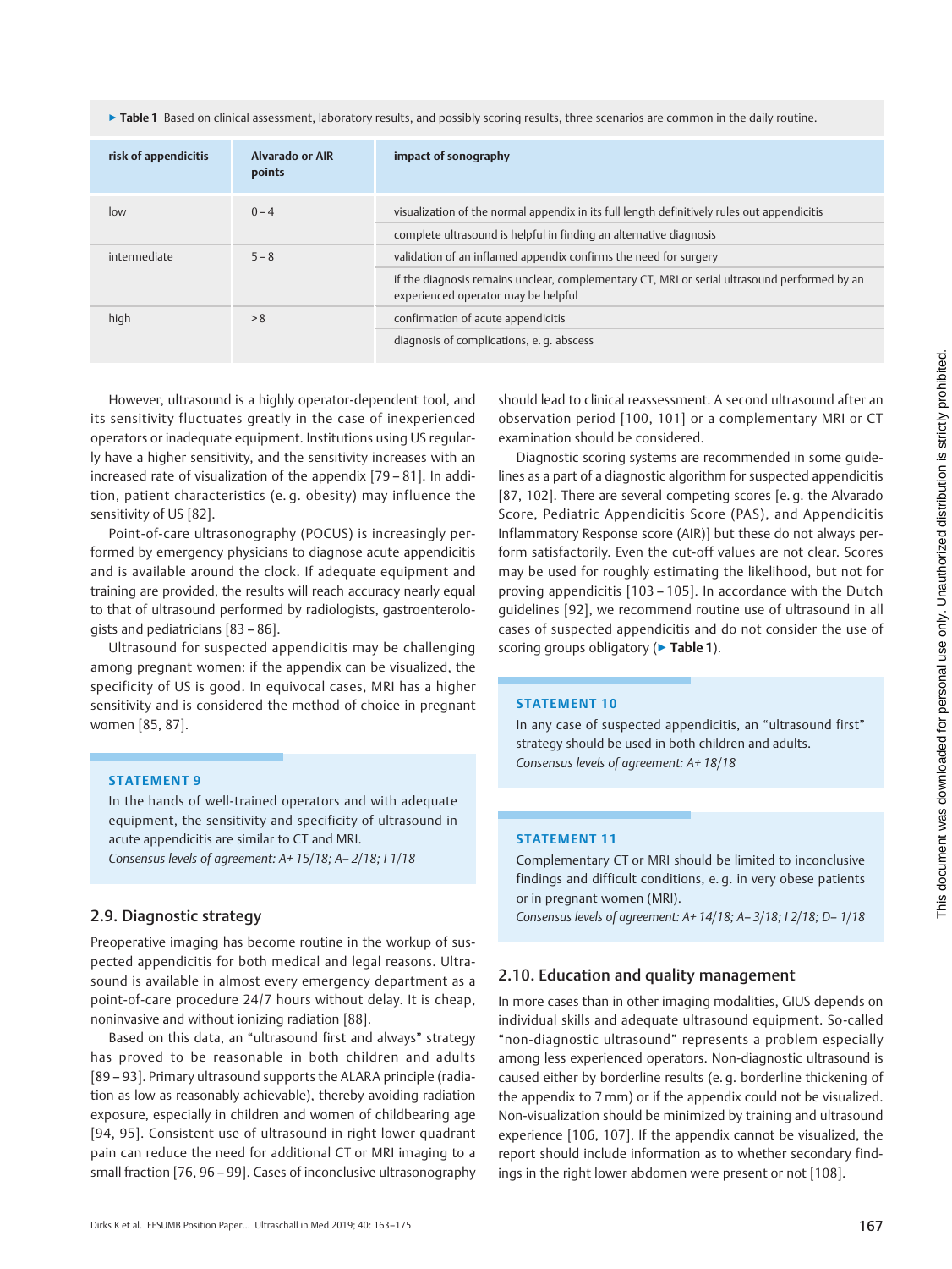▶ **Table 1** Based on clinical assessment, laboratory results, and possibly scoring results, three scenarios are common in the daily routine.

| risk of appendicitis | Alvarado or AIR points | impact of sonography |
|---|---|---|
| low | 0 – 4 | visualization of the normal appendix in its full length definitively rules out appendicitis |
| | | complete ultrasound is helpful in finding an alternative diagnosis |
| intermediate | 5 – 8 | validation of an inflamed appendix confirms the need for surgery |
| | | if the diagnosis remains unclear, complementary CT, MRI or serial ultrasound performed by an experienced operator may be helpful |
| high | > 8 | confirmation of acute appendicitis |
| | | diagnosis of complications, e. g. abscess |

However, ultrasound is a highly operator-dependent tool, and its sensitivity fluctuates greatly in the case of inexperienced operators or inadequate equipment. Institutions using US regularly have a higher sensitivity, and the sensitivity increases with an increased rate of visualization of the appendix [79 – 81]. In addition, patient characteristics (e. g. obesity) may influence the sensitivity of US [82].

Point-of-care ultrasonography (POCUS) is increasingly performed by emergency physicians to diagnose acute appendicitis and is available around the clock. If adequate equipment and training are provided, the results will reach accuracy nearly equal to that of ultrasound performed by radiologists, gastroenterologists and pediatricians [83 – 86].

Ultrasound for suspected appendicitis may be challenging among pregnant women: if the appendix can be visualized, the specificity of US is good. In equivocal cases, MRI has a higher sensitivity and is considered the method of choice in pregnant women [85, 87].

> **STATEMENT 9**
> In the hands of well-trained operators and with adequate equipment, the sensitivity and specificity of ultrasound in acute appendicitis are similar to CT and MRI.
> *Consensus levels of agreement: A+ 15/18; A– 2/18; I 1/18*

## 2.9. Diagnostic strategy

Preoperative imaging has become routine in the workup of suspected appendicitis for both medical and legal reasons. Ultrasound is available in almost every emergency department as a point-of-care procedure 24/7 hours without delay. It is cheap, noninvasive and without ionizing radiation [88].

Based on this data, an "ultrasound first and always" strategy has proved to be reasonable in both children and adults [89 – 93]. Primary ultrasound supports the ALARA principle (radiation as low as reasonably achievable), thereby avoiding radiation exposure, especially in children and women of childbearing age [94, 95]. Consistent use of ultrasound in right lower quadrant pain can reduce the need for additional CT or MRI imaging to a small fraction [76, 96 – 99]. Cases of inconclusive ultrasonography should lead to clinical reassessment. A second ultrasound after an observation period [100, 101] or a complementary MRI or CT examination should be considered.

Diagnostic scoring systems are recommended in some guidelines as a part of a diagnostic algorithm for suspected appendicitis [87, 102]. There are several competing scores [e. g. the Alvarado Score, Pediatric Appendicitis Score (PAS), and Appendicitis Inflammatory Response score (AIR)] but these do not always perform satisfactorily. Even the cut-off values are not clear. Scores may be used for roughly estimating the likelihood, but not for proving appendicitis [103 – 105]. In accordance with the Dutch guidelines [92], we recommend routine use of ultrasound in all cases of suspected appendicitis and do not consider the use of scoring groups obligatory (▶ **Table 1**).

> **STATEMENT 10**
> In any case of suspected appendicitis, an "ultrasound first" strategy should be used in both children and adults.
> *Consensus levels of agreement: A+ 18/18*

> **STATEMENT 11**
> Complementary CT or MRI should be limited to inconclusive findings and difficult conditions, e. g. in very obese patients or in pregnant women (MRI).
> *Consensus levels of agreement: A+ 14/18; A– 3/18; I 2/18; D– 1/18*

## 2.10. Education and quality management

In more cases than in other imaging modalities, GIUS depends on individual skills and adequate ultrasound equipment. So-called "non-diagnostic ultrasound" represents a problem especially among less experienced operators. Non-diagnostic ultrasound is caused either by borderline results (e. g. borderline thickening of the appendix to 7 mm) or if the appendix could not be visualized. Non-visualization should be minimized by training and ultrasound experience [106, 107]. If the appendix cannot be visualized, the report should include information as to whether secondary findings in the right lower abdomen were present or not [108].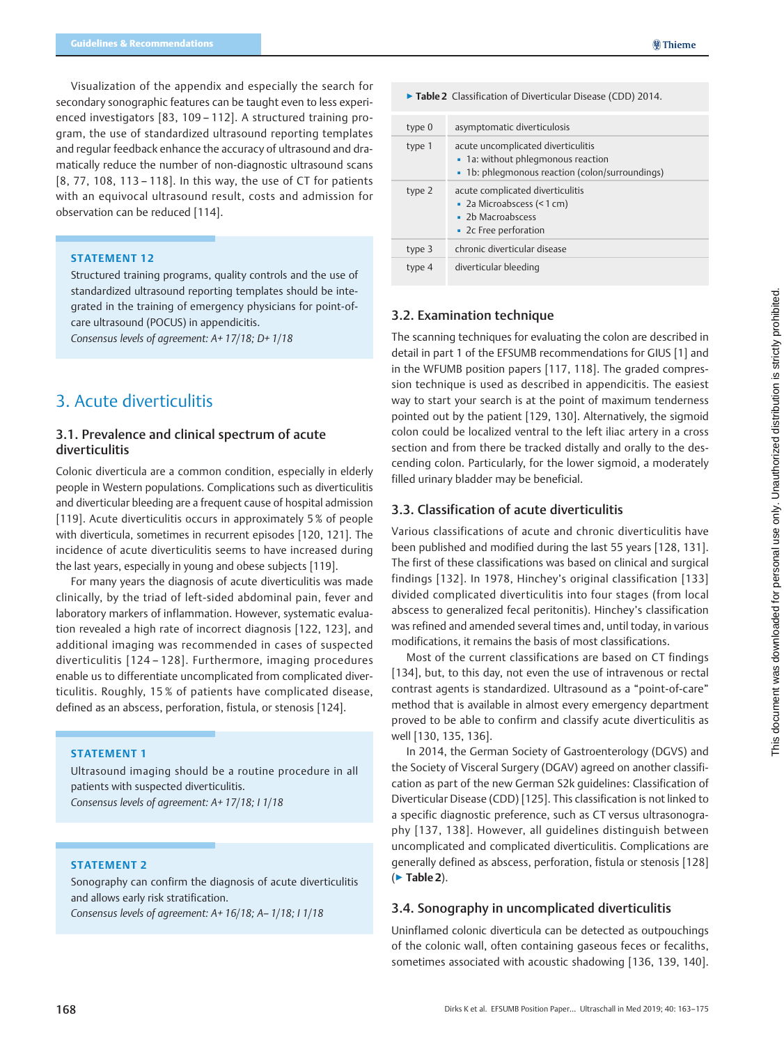Visualization of the appendix and especially the search for secondary sonographic features can be taught even to less experienced investigators [83, 109 – 112]. A structured training program, the use of standardized ultrasound reporting templates and regular feedback enhance the accuracy of ultrasound and dramatically reduce the number of non-diagnostic ultrasound scans [8, 77, 108, 113 – 118]. In this way, the use of CT for patients with an equivocal ultrasound result, costs and admission for observation can be reduced [114].

> **STATEMENT 12**
>
> Structured training programs, quality controls and the use of standardized ultrasound reporting templates should be integrated in the training of emergency physicians for point-of-care ultrasound (POCUS) in appendicitis.
>
> *Consensus levels of agreement: A+ 17/18; D+ 1/18*

## 3. Acute diverticulitis

### 3.1. Prevalence and clinical spectrum of acute diverticulitis

Colonic diverticula are a common condition, especially in elderly people in Western populations. Complications such as diverticulitis and diverticular bleeding are a frequent cause of hospital admission [119]. Acute diverticulitis occurs in approximately 5 % of people with diverticula, sometimes in recurrent episodes [120, 121]. The incidence of acute diverticulitis seems to have increased during the last years, especially in young and obese subjects [119].

For many years the diagnosis of acute diverticulitis was made clinically, by the triad of left-sided abdominal pain, fever and laboratory markers of inflammation. However, systematic evaluation revealed a high rate of incorrect diagnosis [122, 123], and additional imaging was recommended in cases of suspected diverticulitis [124 – 128]. Furthermore, imaging procedures enable us to differentiate uncomplicated from complicated diverticulitis. Roughly, 15 % of patients have complicated disease, defined as an abscess, perforation, fistula, or stenosis [124].

> **STATEMENT 1**
>
> Ultrasound imaging should be a routine procedure in all patients with suspected diverticulitis.
>
> *Consensus levels of agreement: A+ 17/18; I 1/18*

> **STATEMENT 2**
>
> Sonography can confirm the diagnosis of acute diverticulitis and allows early risk stratification.
>
> *Consensus levels of agreement: A+ 16/18; A– 1/18; I 1/18*

**Table 2** Classification of Diverticular Disease (CDD) 2014.

| | |
|---|---|
| type 0 | asymptomatic diverticulosis |
| type 1 | acute uncomplicated diverticulitis<br>▪ 1a: without phlegmonous reaction<br>▪ 1b: phlegmonous reaction (colon/surroundings) |
| type 2 | acute complicated diverticulitis<br>▪ 2a Microabscess (< 1 cm)<br>▪ 2b Macroabscess<br>▪ 2c Free perforation |
| type 3 | chronic diverticular disease |
| type 4 | diverticular bleeding |

### 3.2. Examination technique

The scanning techniques for evaluating the colon are described in detail in part 1 of the EFSUMB recommendations for GIUS [1] and in the WFUMB position papers [117, 118]. The graded compression technique is used as described in appendicitis. The easiest way to start your search is at the point of maximum tenderness pointed out by the patient [129, 130]. Alternatively, the sigmoid colon could be localized ventral to the left iliac artery in a cross section and from there be tracked distally and orally to the descending colon. Particularly, for the lower sigmoid, a moderately filled urinary bladder may be beneficial.

### 3.3. Classification of acute diverticulitis

Various classifications of acute and chronic diverticulitis have been published and modified during the last 55 years [128, 131]. The first of these classifications was based on clinical and surgical findings [132]. In 1978, Hinchey's original classification [133] divided complicated diverticulitis into four stages (from local abscess to generalized fecal peritonitis). Hinchey's classification was refined and amended several times and, until today, in various modifications, it remains the basis of most classifications.

Most of the current classifications are based on CT findings [134], but, to this day, not even the use of intravenous or rectal contrast agents is standardized. Ultrasound as a "point-of-care" method that is available in almost every emergency department proved to be able to confirm and classify acute diverticulitis as well [130, 135, 136].

In 2014, the German Society of Gastroenterology (DGVS) and the Society of Visceral Surgery (DGAV) agreed on another classification as part of the new German S2k guidelines: Classification of Diverticular Disease (CDD) [125]. This classification is not linked to a specific diagnostic preference, such as CT versus ultrasonography [137, 138]. However, all guidelines distinguish between uncomplicated and complicated diverticulitis. Complications are generally defined as abscess, perforation, fistula or stenosis [128] (▶ **Table 2**).

### 3.4. Sonography in uncomplicated diverticulitis

Uninflamed colonic diverticula can be detected as outpouchings of the colonic wall, often containing gaseous feces or fecaliths, sometimes associated with acoustic shadowing [136, 139, 140].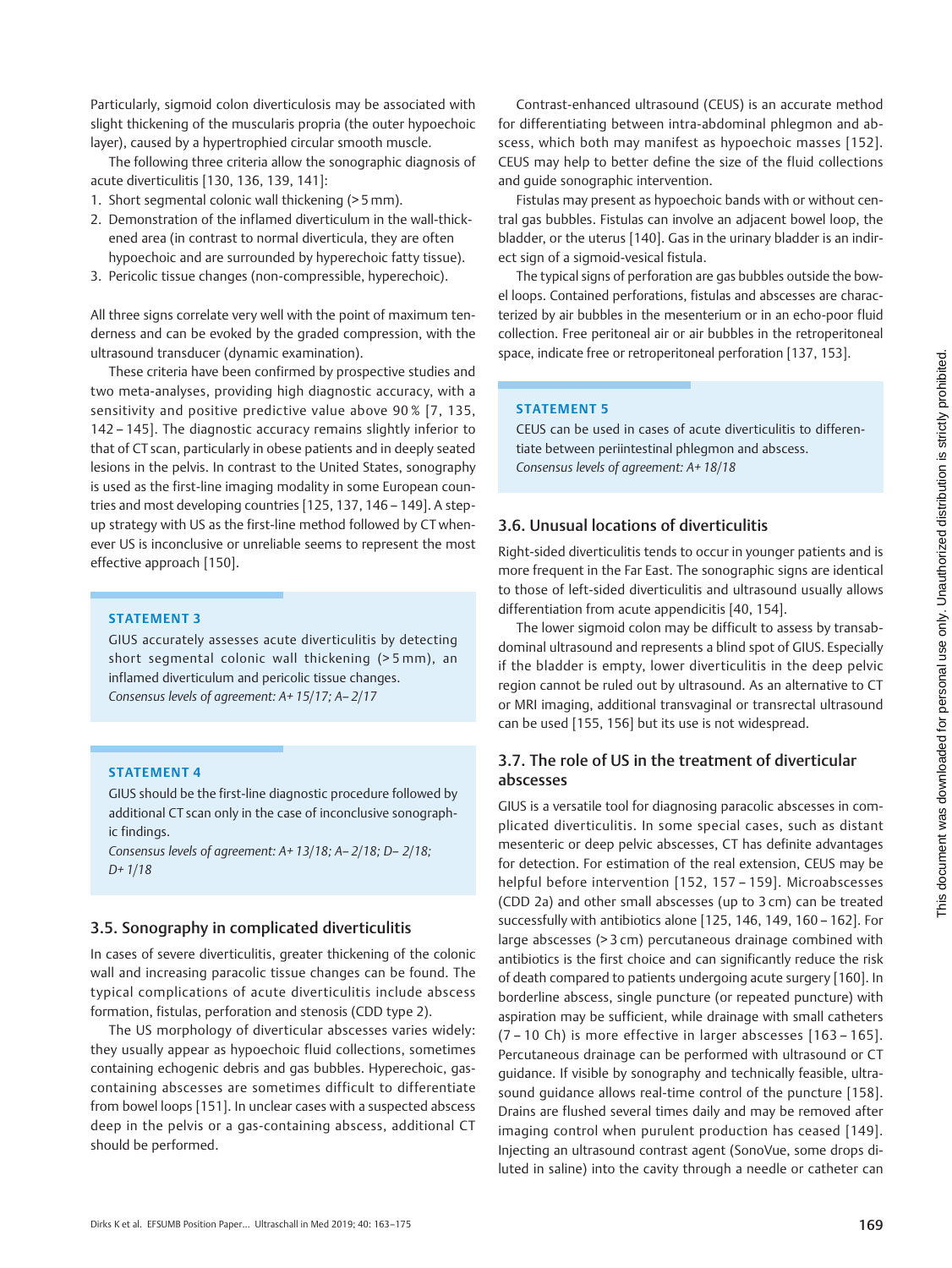Particularly, sigmoid colon diverticulosis may be associated with slight thickening of the muscularis propria (the outer hypoechoic layer), caused by a hypertrophied circular smooth muscle.

The following three criteria allow the sonographic diagnosis of acute diverticulitis [130, 136, 139, 141]:

1. Short segmental colonic wall thickening (> 5 mm).
2. Demonstration of the inflamed diverticulum in the wall-thickened area (in contrast to normal diverticula, they are often hypoechoic and are surrounded by hyperechoic fatty tissue).
3. Pericolic tissue changes (non-compressible, hyperechoic).

All three signs correlate very well with the point of maximum tenderness and can be evoked by the graded compression, with the ultrasound transducer (dynamic examination).

These criteria have been confirmed by prospective studies and two meta-analyses, providing high diagnostic accuracy, with a sensitivity and positive predictive value above 90 % [7, 135, 142 – 145]. The diagnostic accuracy remains slightly inferior to that of CT scan, particularly in obese patients and in deeply seated lesions in the pelvis. In contrast to the United States, sonography is used as the first-line imaging modality in some European countries and most developing countries [125, 137, 146 – 149]. A step-up strategy with US as the first-line method followed by CT whenever US is inconclusive or unreliable seems to represent the most effective approach [150].

**STATEMENT 3**

GIUS accurately assesses acute diverticulitis by detecting short segmental colonic wall thickening (> 5 mm), an inflamed diverticulum and pericolic tissue changes.
*Consensus levels of agreement: A+ 15/17; A– 2/17*

**STATEMENT 4**

GIUS should be the first-line diagnostic procedure followed by additional CT scan only in the case of inconclusive sonographic findings.
*Consensus levels of agreement: A+ 13/18; A– 2/18; D– 2/18; D+ 1/18*

## 3.5. Sonography in complicated diverticulitis

In cases of severe diverticulitis, greater thickening of the colonic wall and increasing paracolic tissue changes can be found. The typical complications of acute diverticulitis include abscess formation, fistulas, perforation and stenosis (CDD type 2).

The US morphology of diverticular abscesses varies widely: they usually appear as hypoechoic fluid collections, sometimes containing echogenic debris and gas bubbles. Hyperechoic, gas-containing abscesses are sometimes difficult to differentiate from bowel loops [151]. In unclear cases with a suspected abscess deep in the pelvis or a gas-containing abscess, additional CT should be performed.

Contrast-enhanced ultrasound (CEUS) is an accurate method for differentiating between intra-abdominal phlegmon and abscess, which both may manifest as hypoechoic masses [152]. CEUS may help to better define the size of the fluid collections and guide sonographic intervention.

Fistulas may present as hypoechoic bands with or without central gas bubbles. Fistulas can involve an adjacent bowel loop, the bladder, or the uterus [140]. Gas in the urinary bladder is an indirect sign of a sigmoid-vesical fistula.

The typical signs of perforation are gas bubbles outside the bowel loops. Contained perforations, fistulas and abscesses are characterized by air bubbles in the mesenterium or in an echo-poor fluid collection. Free peritoneal air or air bubbles in the retroperitoneal space, indicate free or retroperitoneal perforation [137, 153].

**STATEMENT 5**

CEUS can be used in cases of acute diverticulitis to differentiate between periintestinal phlegmon and abscess.
*Consensus levels of agreement: A+ 18/18*

## 3.6. Unusual locations of diverticulitis

Right-sided diverticulitis tends to occur in younger patients and is more frequent in the Far East. The sonographic signs are identical to those of left-sided diverticulitis and ultrasound usually allows differentiation from acute appendicitis [40, 154].

The lower sigmoid colon may be difficult to assess by transabdominal ultrasound and represents a blind spot of GIUS. Especially if the bladder is empty, lower diverticulitis in the deep pelvic region cannot be ruled out by ultrasound. As an alternative to CT or MRI imaging, additional transvaginal or transrectal ultrasound can be used [155, 156] but its use is not widespread.

## 3.7. The role of US in the treatment of diverticular abscesses

GIUS is a versatile tool for diagnosing paracolic abscesses in complicated diverticulitis. In some special cases, such as distant mesenteric or deep pelvic abscesses, CT has definite advantages for detection. For estimation of the real extension, CEUS may be helpful before intervention [152, 157 – 159]. Microabscesses (CDD 2a) and other small abscesses (up to 3 cm) can be treated successfully with antibiotics alone [125, 146, 149, 160 – 162]. For large abscesses (> 3 cm) percutaneous drainage combined with antibiotics is the first choice and can significantly reduce the risk of death compared to patients undergoing acute surgery [160]. In borderline abscess, single puncture (or repeated puncture) with aspiration may be sufficient, while drainage with small catheters (7 – 10 Ch) is more effective in larger abscesses [163 – 165]. Percutaneous drainage can be performed with ultrasound or CT guidance. If visible by sonography and technically feasible, ultrasound guidance allows real-time control of the puncture [158]. Drains are flushed several times daily and may be removed after imaging control when purulent production has ceased [149]. Injecting an ultrasound contrast agent (SonoVue, some drops diluted in saline) into the cavity through a needle or catheter can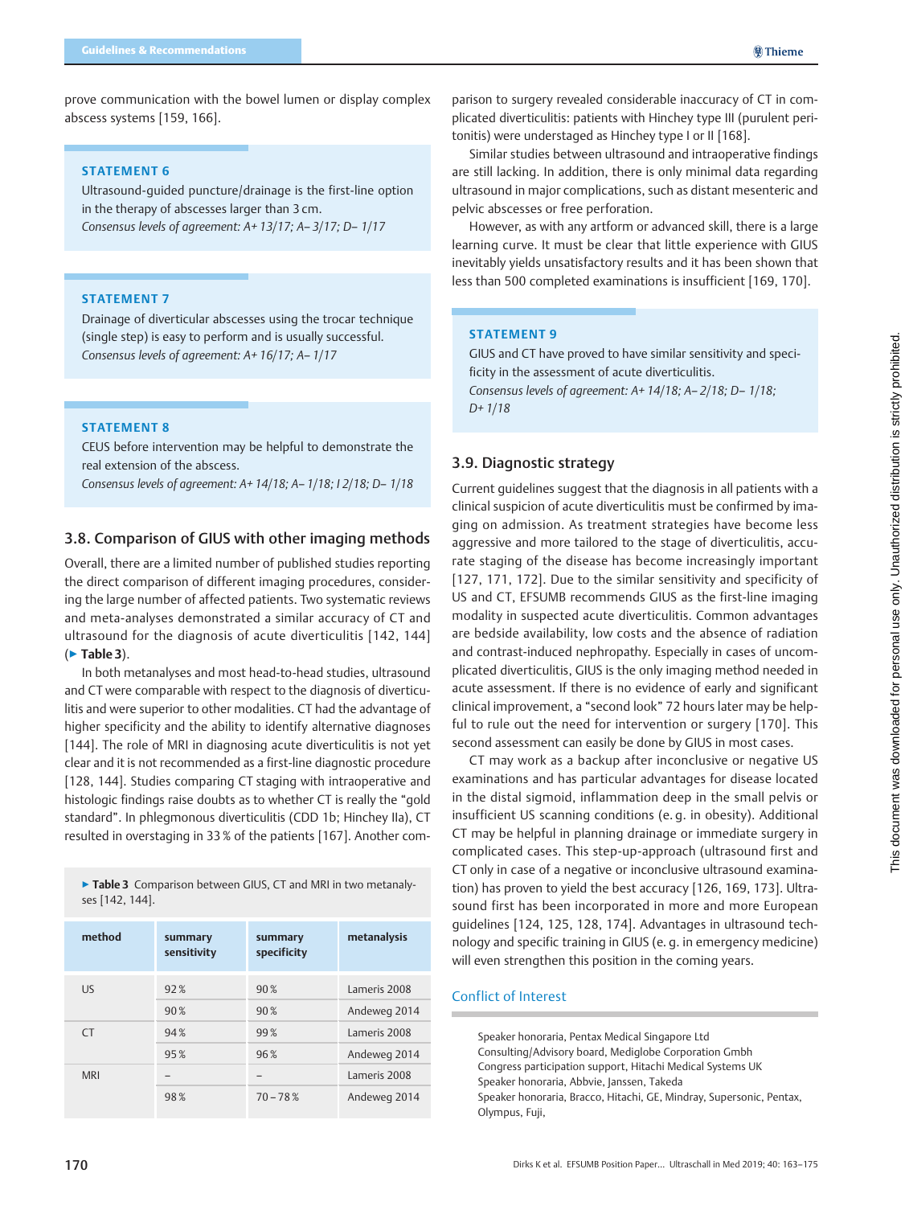prove communication with the bowel lumen or display complex abscess systems [159, 166].

> **STATEMENT 6**
>
> Ultrasound-guided puncture/drainage is the first-line option in the therapy of abscesses larger than 3 cm.
>
> *Consensus levels of agreement: A+ 13/17; A– 3/17; D– 1/17*

> **STATEMENT 7**
>
> Drainage of diverticular abscesses using the trocar technique (single step) is easy to perform and is usually successful.
>
> *Consensus levels of agreement: A+ 16/17; A– 1/17*

> **STATEMENT 8**
>
> CEUS before intervention may be helpful to demonstrate the real extension of the abscess.
>
> *Consensus levels of agreement: A+ 14/18; A– 1/18; I 2/18; D– 1/18*

## 3.8. Comparison of GIUS with other imaging methods

Overall, there are a limited number of published studies reporting the direct comparison of different imaging procedures, considering the large number of affected patients. Two systematic reviews and meta-analyses demonstrated a similar accuracy of CT and ultrasound for the diagnosis of acute diverticulitis [142, 144] (▶ **Table 3**).

In both metanalyses and most head-to-head studies, ultrasound and CT were comparable with respect to the diagnosis of diverticulitis and were superior to other modalities. CT had the advantage of higher specificity and the ability to identify alternative diagnoses [144]. The role of MRI in diagnosing acute diverticulitis is not yet clear and it is not recommended as a first-line diagnostic procedure [128, 144]. Studies comparing CT staging with intraoperative and histologic findings raise doubts as to whether CT is really the "gold standard". In phlegmonous diverticulitis (CDD 1b; Hinchey IIa), CT resulted in overstaging in 33 % of the patients [167]. Another comparison to surgery revealed considerable inaccuracy of CT in complicated diverticulitis: patients with Hinchey type III (purulent peritonitis) were understaged as Hinchey type I or II [168].

▶ **Table 3** Comparison between GIUS, CT and MRI in two metanalyses [142, 144].

| method | summary sensitivity | summary specificity | metanalysis |
|---|---|---|---|
| US | 92 % | 90 % | Lameris 2008 |
| | 90 % | 90 % | Andeweg 2014 |
| CT | 94 % | 99 % | Lameris 2008 |
| | 95 % | 96 % | Andeweg 2014 |
| MRI | – | – | Lameris 2008 |
| | 98 % | 70 – 78 % | Andeweg 2014 |

Similar studies between ultrasound and intraoperative findings are still lacking. In addition, there is only minimal data regarding ultrasound in major complications, such as distant mesenteric and pelvic abscesses or free perforation.

However, as with any artform or advanced skill, there is a large learning curve. It must be clear that little experience with GIUS inevitably yields unsatisfactory results and it has been shown that less than 500 completed examinations is insufficient [169, 170].

> **STATEMENT 9**
>
> GIUS and CT have proved to have similar sensitivity and specificity in the assessment of acute diverticulitis.
>
> *Consensus levels of agreement: A+ 14/18; A– 2/18; D– 1/18; D+ 1/18*

## 3.9. Diagnostic strategy

Current guidelines suggest that the diagnosis in all patients with a clinical suspicion of acute diverticulitis must be confirmed by imaging on admission. As treatment strategies have become less aggressive and more tailored to the stage of diverticulitis, accurate staging of the disease has become increasingly important [127, 171, 172]. Due to the similar sensitivity and specificity of US and CT, EFSUMB recommends GIUS as the first-line imaging modality in suspected acute diverticulitis. Common advantages are bedside availability, low costs and the absence of radiation and contrast-induced nephropathy. Especially in cases of uncomplicated diverticulitis, GIUS is the only imaging method needed in acute assessment. If there is no evidence of early and significant clinical improvement, a "second look" 72 hours later may be helpful to rule out the need for intervention or surgery [170]. This second assessment can easily be done by GIUS in most cases.

CT may work as a backup after inconclusive or negative US examinations and has particular advantages for disease located in the distal sigmoid, inflammation deep in the small pelvis or insufficient US scanning conditions (e. g. in obesity). Additional CT may be helpful in planning drainage or immediate surgery in complicated cases. This step-up-approach (ultrasound first and CT only in case of a negative or inconclusive ultrasound examination) has proven to yield the best accuracy [126, 169, 173]. Ultrasound first has been incorporated in more and more European guidelines [124, 125, 128, 174]. Advantages in ultrasound technology and specific training in GIUS (e. g. in emergency medicine) will even strengthen this position in the coming years.

## Conflict of Interest

Speaker honoraria, Pentax Medical Singapore Ltd
Consulting/Advisory board, Mediglobe Corporation Gmbh
Congress participation support, Hitachi Medical Systems UK
Speaker honoraria, Abbvie, Janssen, Takeda
Speaker honoraria, Bracco, Hitachi, GE, Mindray, Supersonic, Pentax, Olympus, Fuji,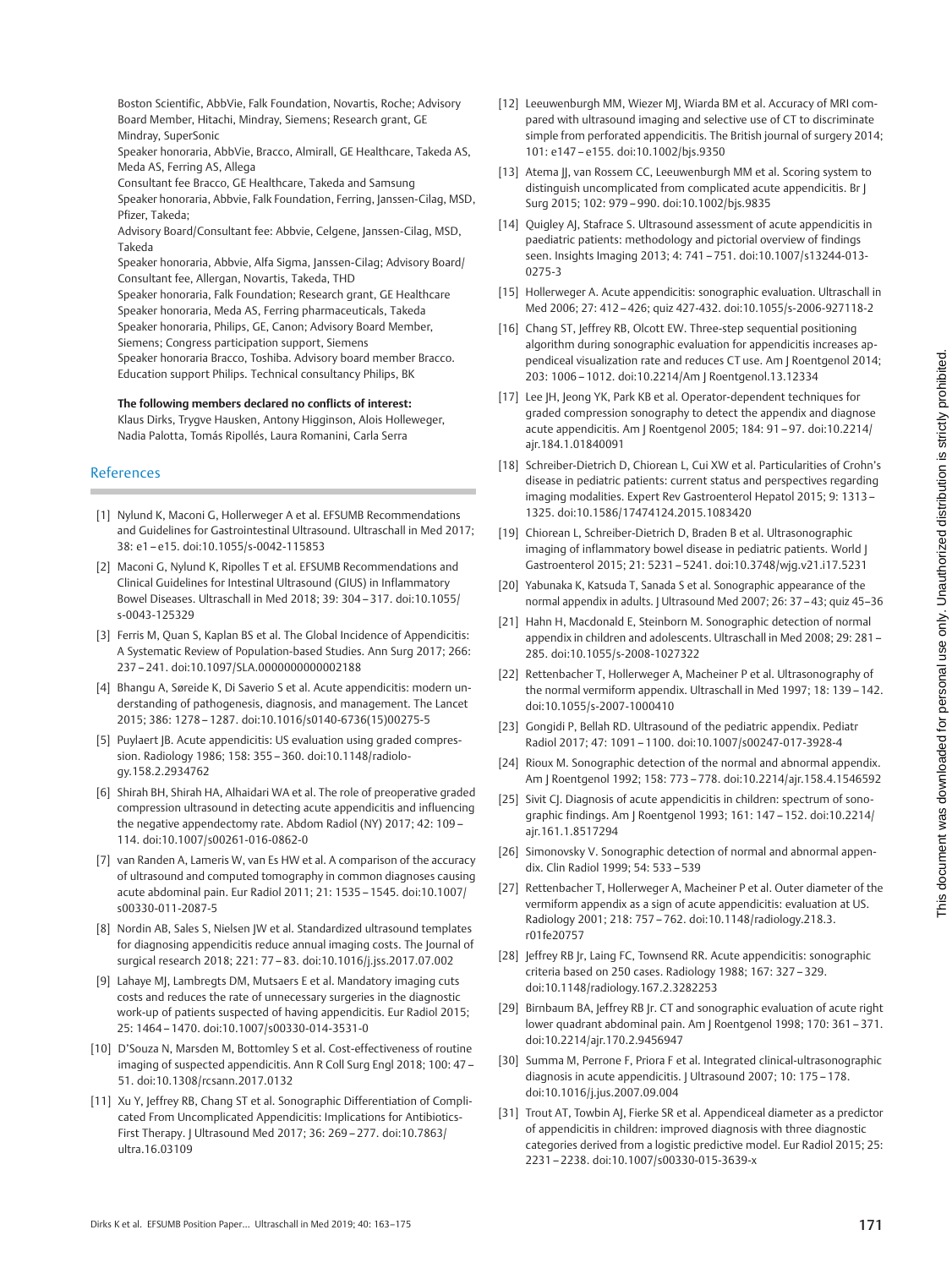Boston Scientific, AbbVie, Falk Foundation, Novartis, Roche; Advisory Board Member, Hitachi, Mindray, Siemens; Research grant, GE Mindray, SuperSonic

Speaker honoraria, AbbVie, Bracco, Almirall, GE Healthcare, Takeda AS, Meda AS, Ferring AS, Allega

Consultant fee Bracco, GE Healthcare, Takeda and Samsung

Speaker honoraria, Abbvie, Falk Foundation, Ferring, Janssen-Cilag, MSD, Pfizer, Takeda;

Advisory Board/Consultant fee: Abbvie, Celgene, Janssen-Cilag, MSD, Takeda

Speaker honoraria, Abbvie, Alfa Sigma, Janssen-Cilag; Advisory Board/ Consultant fee, Allergan, Novartis, Takeda, THD

Speaker honoraria, Falk Foundation; Research grant, GE Healthcare

Speaker honoraria, Meda AS, Ferring pharmaceuticals, Takeda

Speaker honoraria, Philips, GE, Canon; Advisory Board Member, Siemens; Congress participation support, Siemens

Speaker honoraria Bracco, Toshiba. Advisory board member Bracco. Education support Philips. Technical consultancy Philips, BK

**The following members declared no conflicts of interest:**

Klaus Dirks, Trygve Hausken, Antony Higginson, Alois Holleweger, Nadia Palotta, Tomás Ripollés, Laura Romanini, Carla Serra

## References

[1] Nylund K, Maconi G, Hollerweger A et al. EFSUMB Recommendations and Guidelines for Gastrointestinal Ultrasound. Ultraschall in Med 2017; 38: e1 – e15. doi:10.1055/s-0042-115853

[2] Maconi G, Nylund K, Ripolles T et al. EFSUMB Recommendations and Clinical Guidelines for Intestinal Ultrasound (GIUS) in Inflammatory Bowel Diseases. Ultraschall in Med 2018; 39: 304 – 317. doi:10.1055/s-0043-125329

[3] Ferris M, Quan S, Kaplan BS et al. The Global Incidence of Appendicitis: A Systematic Review of Population-based Studies. Ann Surg 2017; 266: 237 – 241. doi:10.1097/SLA.0000000000002188

[4] Bhangu A, Søreide K, Di Saverio S et al. Acute appendicitis: modern understanding of pathogenesis, diagnosis, and management. The Lancet 2015; 386: 1278 – 1287. doi:10.1016/s0140-6736(15)00275-5

[5] Puylaert JB. Acute appendicitis: US evaluation using graded compression. Radiology 1986; 158: 355 – 360. doi:10.1148/radiology.158.2.2934762

[6] Shirah BH, Shirah HA, Alhaidari WA et al. The role of preoperative graded compression ultrasound in detecting acute appendicitis and influencing the negative appendectomy rate. Abdom Radiol (NY) 2017; 42: 109 – 114. doi:10.1007/s00261-016-0862-0

[7] van Randen A, Lameris W, van Es HW et al. A comparison of the accuracy of ultrasound and computed tomography in common diagnoses causing acute abdominal pain. Eur Radiol 2011; 21: 1535 – 1545. doi:10.1007/s00330-011-2087-5

[8] Nordin AB, Sales S, Nielsen JW et al. Standardized ultrasound templates for diagnosing appendicitis reduce annual imaging costs. The Journal of surgical research 2018; 221: 77 – 83. doi:10.1016/j.jss.2017.07.002

[9] Lahaye MJ, Lambregts DM, Mutsaers E et al. Mandatory imaging cuts costs and reduces the rate of unnecessary surgeries in the diagnostic work-up of patients suspected of having appendicitis. Eur Radiol 2015; 25: 1464 – 1470. doi:10.1007/s00330-014-3531-0

[10] D'Souza N, Marsden M, Bottomley S et al. Cost-effectiveness of routine imaging of suspected appendicitis. Ann R Coll Surg Engl 2018; 100: 47 – 51. doi:10.1308/rcsann.2017.0132

[11] Xu Y, Jeffrey RB, Chang ST et al. Sonographic Differentiation of Complicated From Uncomplicated Appendicitis: Implications for Antibiotics-First Therapy. J Ultrasound Med 2017; 36: 269 – 277. doi:10.7863/ultra.16.03109

[12] Leeuwenburgh MM, Wiezer MJ, Wiarda BM et al. Accuracy of MRI compared with ultrasound imaging and selective use of CT to discriminate simple from perforated appendicitis. The British journal of surgery 2014; 101: e147 – e155. doi:10.1002/bjs.9350

[13] Atema JJ, van Rossem CC, Leeuwenburgh MM et al. Scoring system to distinguish uncomplicated from complicated acute appendicitis. Br J Surg 2015; 102: 979 – 990. doi:10.1002/bjs.9835

[14] Quigley AJ, Stafrace S. Ultrasound assessment of acute appendicitis in paediatric patients: methodology and pictorial overview of findings seen. Insights Imaging 2013; 4: 741 – 751. doi:10.1007/s13244-013-0275-3

[15] Hollerweger A. Acute appendicitis: sonographic evaluation. Ultraschall in Med 2006; 27: 412 – 426; quiz 427-432. doi:10.1055/s-2006-927118-2

[16] Chang ST, Jeffrey RB, Olcott EW. Three-step sequential positioning algorithm during sonographic evaluation for appendicitis increases appendiceal visualization rate and reduces CT use. Am J Roentgenol 2014; 203: 1006 – 1012. doi:10.2214/Am J Roentgenol.13.12334

[17] Lee JH, Jeong YK, Park KB et al. Operator-dependent techniques for graded compression sonography to detect the appendix and diagnose acute appendicitis. Am J Roentgenol 2005; 184: 91 – 97. doi:10.2214/ajr.184.1.01840091

[18] Schreiber-Dietrich D, Chiorean L, Cui XW et al. Particularities of Crohn's disease in pediatric patients: current status and perspectives regarding imaging modalities. Expert Rev Gastroenterol Hepatol 2015; 9: 1313 – 1325. doi:10.1586/17474124.2015.1083420

[19] Chiorean L, Schreiber-Dietrich D, Braden B et al. Ultrasonographic imaging of inflammatory bowel disease in pediatric patients. World J Gastroenterol 2015; 21: 5231 – 5241. doi:10.3748/wjg.v21.i17.5231

[20] Yabunaka K, Katsuda T, Sanada S et al. Sonographic appearance of the normal appendix in adults. J Ultrasound Med 2007; 26: 37 – 43; quiz 45–36

[21] Hahn H, Macdonald E, Steinborn M. Sonographic detection of normal appendix in children and adolescents. Ultraschall in Med 2008; 29: 281 – 285. doi:10.1055/s-2008-1027322

[22] Rettenbacher T, Hollerweger A, Macheiner P et al. Ultrasonography of the normal vermiform appendix. Ultraschall in Med 1997; 18: 139 – 142. doi:10.1055/s-2007-1000410

[23] Gongidi P, Bellah RD. Ultrasound of the pediatric appendix. Pediatr Radiol 2017; 47: 1091 – 1100. doi:10.1007/s00247-017-3928-4

[24] Rioux M. Sonographic detection of the normal and abnormal appendix. Am J Roentgenol 1992; 158: 773 – 778. doi:10.2214/ajr.158.4.1546592

[25] Sivit CJ. Diagnosis of acute appendicitis in children: spectrum of sonographic findings. Am J Roentgenol 1993; 161: 147 – 152. doi:10.2214/ajr.161.1.8517294

[26] Simonovsky V. Sonographic detection of normal and abnormal appendix. Clin Radiol 1999; 54: 533 – 539

[27] Rettenbacher T, Hollerweger A, Macheiner P et al. Outer diameter of the vermiform appendix as a sign of acute appendicitis: evaluation at US. Radiology 2001; 218: 757 – 762. doi:10.1148/radiology.218.3.r01fe20757

[28] Jeffrey RB Jr, Laing FC, Townsend RR. Acute appendicitis: sonographic criteria based on 250 cases. Radiology 1988; 167: 327 – 329. doi:10.1148/radiology.167.2.3282253

[29] Birnbaum BA, Jeffrey RB Jr. CT and sonographic evaluation of acute right lower quadrant abdominal pain. Am J Roentgenol 1998; 170: 361 – 371. doi:10.2214/ajr.170.2.9456947

[30] Summa M, Perrone F, Priora F et al. Integrated clinical-ultrasonographic diagnosis in acute appendicitis. J Ultrasound 2007; 10: 175 – 178. doi:10.1016/j.jus.2007.09.004

[31] Trout AT, Towbin AJ, Fierke SR et al. Appendiceal diameter as a predictor of appendicitis in children: improved diagnosis with three diagnostic categories derived from a logistic predictive model. Eur Radiol 2015; 25: 2231 – 2238. doi:10.1007/s00330-015-3639-x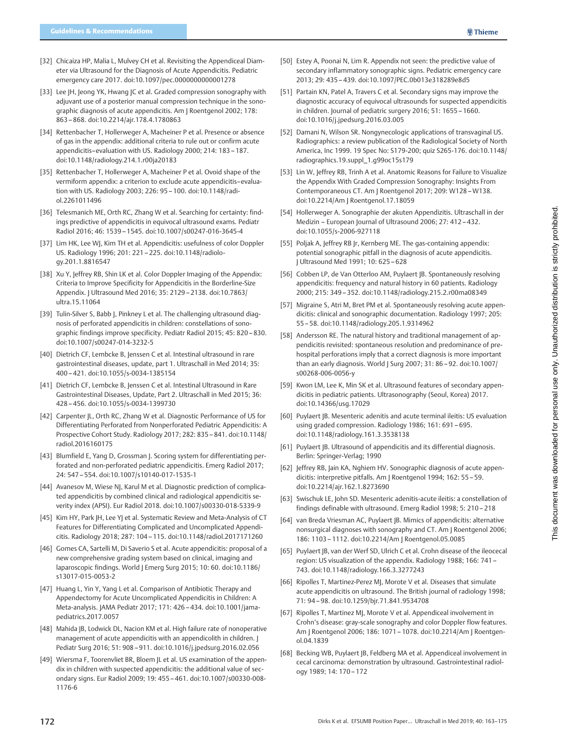[32] Chicaiza HP, Malia L, Mulvey CH et al. Revisiting the Appendiceal Diameter via Ultrasound for the Diagnosis of Acute Appendicitis. Pediatric emergency care 2017. doi:10.1097/pec.0000000000001278

[33] Lee JH, Jeong YK, Hwang JC et al. Graded compression sonography with adjuvant use of a posterior manual compression technique in the sonographic diagnosis of acute appendicitis. Am J Roentgenol 2002; 178: 863 – 868. doi:10.2214/ajr.178.4.1780863

[34] Rettenbacher T, Hollerweger A, Macheiner P et al. Presence or absence of gas in the appendix: additional criteria to rule out or confirm acute appendicitis–evaluation with US. Radiology 2000; 214: 183 – 187. doi:10.1148/radiology.214.1.r00ja20183

[35] Rettenbacher T, Hollerweger A, Macheiner P et al. Ovoid shape of the vermiform appendix: a criterion to exclude acute appendicitis–evaluation with US. Radiology 2003; 226: 95 – 100. doi:10.1148/radiol.2261011496

[36] Telesmanich ME, Orth RC, Zhang W et al. Searching for certainty: findings predictive of appendicitis in equivocal ultrasound exams. Pediatr Radiol 2016; 46: 1539 – 1545. doi:10.1007/s00247-016-3645-4

[37] Lim HK, Lee WJ, Kim TH et al. Appendicitis: usefulness of color Doppler US. Radiology 1996; 201: 221 – 225. doi:10.1148/radiology.201.1.8816547

[38] Xu Y, Jeffrey RB, Shin LK et al. Color Doppler Imaging of the Appendix: Criteria to Improve Specificity for Appendicitis in the Borderline-Size Appendix. J Ultrasound Med 2016; 35: 2129 – 2138. doi:10.7863/ultra.15.11064

[39] Tulin-Silver S, Babb J, Pinkney L et al. The challenging ultrasound diagnosis of perforated appendicitis in children: constellations of sonographic findings improve specificity. Pediatr Radiol 2015; 45: 820 – 830. doi:10.1007/s00247-014-3232-5

[40] Dietrich CF, Lembcke B, Jenssen C et al. Intestinal ultrasound in rare gastrointestinal diseases, update, part 1. Ultraschall in Med 2014; 35: 400 – 421. doi:10.1055/s-0034-1385154

[41] Dietrich CF, Lembcke B, Jenssen C et al. Intestinal Ultrasound in Rare Gastrointestinal Diseases, Update, Part 2. Ultraschall in Med 2015; 36: 428 – 456. doi:10.1055/s-0034-1399730

[42] Carpenter JL, Orth RC, Zhang W et al. Diagnostic Performance of US for Differentiating Perforated from Nonperforated Pediatric Appendicitis: A Prospective Cohort Study. Radiology 2017; 282: 835 – 841. doi:10.1148/radiol.2016160175

[43] Blumfield E, Yang D, Grossman J. Scoring system for differentiating perforated and non-perforated pediatric appendicitis. Emerg Radiol 2017; 24: 547 – 554. doi:10.1007/s10140-017-1535-1

[44] Avanesov M, Wiese NJ, Karul M et al. Diagnostic prediction of complicated appendicitis by combined clinical and radiological appendicitis severity index (APSI). Eur Radiol 2018. doi:10.1007/s00330-018-5339-9

[45] Kim HY, Park JH, Lee YJ et al. Systematic Review and Meta-Analysis of CT Features for Differentiating Complicated and Uncomplicated Appendicitis. Radiology 2018; 287: 104 – 115. doi:10.1148/radiol.2017171260

[46] Gomes CA, Sartelli M, Di Saverio S et al. Acute appendicitis: proposal of a new comprehensive grading system based on clinical, imaging and laparoscopic findings. World J Emerg Surg 2015; 10: 60. doi:10.1186/s13017-015-0053-2

[47] Huang L, Yin Y, Yang L et al. Comparison of Antibiotic Therapy and Appendectomy for Acute Uncomplicated Appendicitis in Children: A Meta-analysis. JAMA Pediatr 2017; 171: 426 – 434. doi:10.1001/jamapediatrics.2017.0057

[48] Mahida JB, Lodwick DL, Nacion KM et al. High failure rate of nonoperative management of acute appendicitis with an appendicolith in children. J Pediatr Surg 2016; 51: 908 – 911. doi:10.1016/j.jpedsurg.2016.02.056

[49] Wiersma F, Toorenvliet BR, Bloem JL et al. US examination of the appendix in children with suspected appendicitis: the additional value of secondary signs. Eur Radiol 2009; 19: 455 – 461. doi:10.1007/s00330-008-1176-6

[50] Estey A, Poonai N, Lim R. Appendix not seen: the predictive value of secondary inflammatory sonographic signs. Pediatric emergency care 2013; 29: 435 – 439. doi:10.1097/PEC.0b013e318289e8d5

[51] Partain KN, Patel A, Travers C et al. Secondary signs may improve the diagnostic accuracy of equivocal ultrasounds for suspected appendicitis in children. Journal of pediatric surgery 2016; 51: 1655 – 1660. doi:10.1016/j.jpedsurg.2016.03.005

[52] Damani N, Wilson SR. Nongynecologic applications of transvaginal US. Radiographics: a review publication of the Radiological Society of North America, Inc 1999. 19 Spec No: S179-200; quiz S265-176. doi:10.1148/radiographics.19.suppl_1.g99oc15s179

[53] Lin W, Jeffrey RB, Trinh A et al. Anatomic Reasons for Failure to Visualize the Appendix With Graded Compression Sonography: Insights From Contemporaneous CT. Am J Roentgenol 2017; 209: W128 – W138. doi:10.2214/Am J Roentgenol.17.18059

[54] Hollerweger A. Sonographie der akuten Appendizitis. Ultraschall in der Medizin – European Journal of Ultrasound 2006; 27: 412 – 432. doi:10.1055/s-2006-927118

[55] Poljak A, Jeffrey RB Jr, Kernberg ME. The gas-containing appendix: potential sonographic pitfall in the diagnosis of acute appendicitis. J Ultrasound Med 1991; 10: 625 – 628

[56] Cobben LP, de Van Otterloo AM, Puylaert JB. Spontaneously resolving appendicitis: frequency and natural history in 60 patients. Radiology 2000; 215: 349 – 352. doi:10.1148/radiology.215.2.r00ma08349

[57] Migraine S, Atri M, Bret PM et al. Spontaneously resolving acute appendicitis: clinical and sonographic documentation. Radiology 1997; 205: 55 – 58. doi:10.1148/radiology.205.1.9314962

[58] Andersson RE. The natural history and traditional management of appendicitis revisited: spontaneous resolution and predominance of prehospital perforations imply that a correct diagnosis is more important than an early diagnosis. World J Surg 2007; 31: 86 – 92. doi:10.1007/s00268-006-0056-y

[59] Kwon LM, Lee K, Min SK et al. Ultrasound features of secondary appendicitis in pediatric patients. Ultrasonography (Seoul, Korea) 2017. doi:10.14366/usg.17029

[60] Puylaert JB. Mesenteric adenitis and acute terminal ileitis: US evaluation using graded compression. Radiology 1986; 161: 691 – 695. doi:10.1148/radiology.161.3.3538138

[61] Puylaert JB. Ultrasound of appendicitis and its differential diagnosis. Berlin: Springer-Verlag; 1990

[62] Jeffrey RB, Jain KA, Nghiem HV. Sonographic diagnosis of acute appendicitis: interpretive pitfalls. Am J Roentgenol 1994; 162: 55 – 59. doi:10.2214/ajr.162.1.8273690

[63] Swischuk LE, John SD. Mesenteric adenitis-acute ileitis: a constellation of findings definable with ultrasound. Emerg Radiol 1998; 5: 210 – 218

[64] van Breda Vriesman AC, Puylaert JB. Mimics of appendicitis: alternative nonsurgical diagnoses with sonography and CT. Am J Roentgenol 2006; 186: 1103 – 1112. doi:10.2214/Am J Roentgenol.05.0085

[65] Puylaert JB, van der Werf SD, Ulrich C et al. Crohn disease of the ileocecal region: US visualization of the appendix. Radiology 1988; 166: 741 – 743. doi:10.1148/radiology.166.3.3277243

[66] Ripolles T, Martinez-Perez MJ, Morote V et al. Diseases that simulate acute appendicitis on ultrasound. The British journal of radiology 1998; 71: 94 – 98. doi:10.1259/bjr.71.841.9534708

[67] Ripolles T, Martinez MJ, Morote V et al. Appendiceal involvement in Crohn's disease: gray-scale sonography and color Doppler flow features. Am J Roentgenol 2006; 186: 1071 – 1078. doi:10.2214/Am J Roentgenol.04.1839

[68] Becking WB, Puylaert JB, Feldberg MA et al. Appendiceal involvement in cecal carcinoma: demonstration by ultrasound. Gastrointestinal radiology 1989; 14: 170 – 172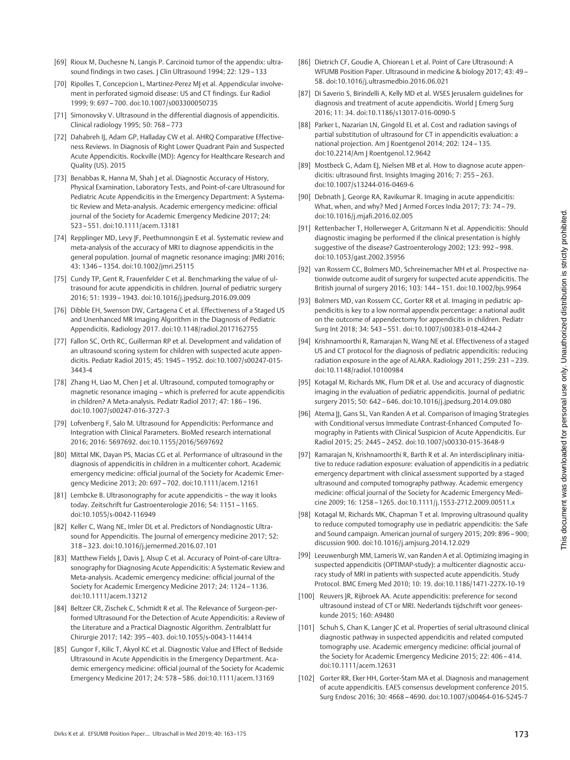[69] Rioux M, Duchesne N, Langis P. Carcinoid tumor of the appendix: ultrasound findings in two cases. J Clin Ultrasound 1994; 22: 129 – 133

[70] Ripolles T, Concepcion L, Martinez-Perez MJ et al. Appendicular involvement in perforated sigmoid disease: US and CT findings. Eur Radiol 1999; 9: 697 – 700. doi:10.1007/s003300050735

[71] Simonovsky V. Ultrasound in the differential diagnosis of appendicitis. Clinical radiology 1995; 50: 768 – 773

[72] Dahabreh IJ, Adam GP, Halladay CW et al. AHRQ Comparative Effectiveness Reviews. In Diagnosis of Right Lower Quadrant Pain and Suspected Acute Appendicitis. Rockville (MD): Agency for Healthcare Research and Quality (US). 2015

[73] Benabbas R, Hanna M, Shah J et al. Diagnostic Accuracy of History, Physical Examination, Laboratory Tests, and Point-of-care Ultrasound for Pediatric Acute Appendicitis in the Emergency Department: A Systematic Review and Meta-analysis. Academic emergency medicine: official journal of the Society for Academic Emergency Medicine 2017; 24: 523 – 551. doi:10.1111/acem.13181

[74] Repplinger MD, Levy JF, Peethumnongsin E et al. Systematic review and meta-analysis of the accuracy of MRI to diagnose appendicitis in the general population. Journal of magnetic resonance imaging: JMRI 2016; 43: 1346 – 1354. doi:10.1002/jmri.25115

[75] Cundy TP, Gent R, Frauenfelder C et al. Benchmarking the value of ultrasound for acute appendicitis in children. Journal of pediatric surgery 2016; 51: 1939 – 1943. doi:10.1016/j.jpedsurg.2016.09.009

[76] Dibble EH, Swenson DW, Cartagena C et al. Effectiveness of a Staged US and Unenhanced MR Imaging Algorithm in the Diagnosis of Pediatric Appendicitis. Radiology 2017. doi:10.1148/radiol.2017162755

[77] Fallon SC, Orth RC, Guillerman RP et al. Development and validation of an ultrasound scoring system for children with suspected acute appendicitis. Pediatr Radiol 2015; 45: 1945 – 1952. doi:10.1007/s00247-015-3443-4

[78] Zhang H, Liao M, Chen J et al. Ultrasound, computed tomography or magnetic resonance imaging – which is preferred for acute appendicitis in children? A Meta-analysis. Pediatr Radiol 2017; 47: 186 – 196. doi:10.1007/s00247-016-3727-3

[79] Lofvenberg F, Salo M. Ultrasound for Appendicitis: Performance and Integration with Clinical Parameters. BioMed research international 2016; 2016: 5697692. doi:10.1155/2016/5697692

[80] Mittal MK, Dayan PS, Macias CG et al. Performance of ultrasound in the diagnosis of appendicitis in children in a multicenter cohort. Academic emergency medicine: official journal of the Society for Academic Emergency Medicine 2013; 20: 697 – 702. doi:10.1111/acem.12161

[81] Lembcke B. Ultrasonography for acute appendicitis – the way it looks today. Zeitschrift fur Gastroenterologie 2016; 54: 1151 – 1165. doi:10.1055/s-0042-116949

[82] Keller C, Wang NE, Imler DL et al. Predictors of Nondiagnostic Ultrasound for Appendicitis. The Journal of emergency medicine 2017; 52: 318 – 323. doi:10.1016/j.jemermed.2016.07.101

[83] Matthew Fields J, Davis J, Alsup C et al. Accuracy of Point-of-care Ultrasonography for Diagnosing Acute Appendicitis: A Systematic Review and Meta-analysis. Academic emergency medicine: official journal of the Society for Academic Emergency Medicine 2017; 24: 1124 – 1136. doi:10.1111/acem.13212

[84] Beltzer CR, Zischek C, Schmidt R et al. The Relevance of Surgeon-performed Ultrasound For the Detection of Acute Appendicitis: a Review of the Literature and a Practical Diagnostic Algorithm. Zentralblatt fur Chirurgie 2017; 142: 395 – 403. doi:10.1055/s-0043-114414

[85] Gungor F, Kilic T, Akyol KC et al. Diagnostic Value and Effect of Bedside Ultrasound in Acute Appendicitis in the Emergency Department. Academic emergency medicine: official journal of the Society for Academic Emergency Medicine 2017; 24: 578 – 586. doi:10.1111/acem.13169

[86] Dietrich CF, Goudie A, Chiorean L et al. Point of Care Ultrasound: A WFUMB Position Paper. Ultrasound in medicine & biology 2017; 43: 49 – 58. doi:10.1016/j.ultrasmedbio.2016.06.021

[87] Di Saverio S, Birindelli A, Kelly MD et al. WSES Jerusalem guidelines for diagnosis and treatment of acute appendicitis. World J Emerg Surg 2016; 11: 34. doi:10.1186/s13017-016-0090-5

[88] Parker L, Nazarian LN, Gingold EL et al. Cost and radiation savings of partial substitution of ultrasound for CT in appendicitis evaluation: a national projection. Am J Roentgenol 2014; 202: 124 – 135. doi:10.2214/Am J Roentgenol.12.9642

[89] Mostbeck G, Adam EJ, Nielsen MB et al. How to diagnose acute appendicitis: ultrasound first. Insights Imaging 2016; 7: 255 – 263. doi:10.1007/s13244-016-0469-6

[90] Debnath J, George RA, Ravikumar R. Imaging in acute appendicitis: What, when, and why? Med J Armed Forces India 2017; 73: 74 – 79. doi:10.1016/j.mjafi.2016.02.005

[91] Rettenbacher T, Hollerweger A, Gritzmann N et al. Appendicitis: Should diagnostic imaging be performed if the clinical presentation is highly suggestive of the disease? Gastroenterology 2002; 123: 992 – 998. doi:10.1053/gast.2002.35956

[92] van Rossem CC, Bolmers MD, Schreinemacher MH et al. Prospective nationwide outcome audit of surgery for suspected acute appendicitis. The British journal of surgery 2016; 103: 144 – 151. doi:10.1002/bjs.9964

[93] Bolmers MD, van Rossem CC, Gorter RR et al. Imaging in pediatric appendicitis is key to a low normal appendix percentage: a national audit on the outcome of appendectomy for appendicitis in children. Pediatr Surg Int 2018; 34: 543 – 551. doi:10.1007/s00383-018-4244-2

[94] Krishnamoorthi R, Ramarajan N, Wang NE et al. Effectiveness of a staged US and CT protocol for the diagnosis of pediatric appendicitis: reducing radiation exposure in the age of ALARA. Radiology 2011; 259: 231 – 239. doi:10.1148/radiol.10100984

[95] Kotagal M, Richards MK, Flum DR et al. Use and accuracy of diagnostic imaging in the evaluation of pediatric appendicitis. Journal of pediatric surgery 2015; 50: 642 – 646. doi:10.1016/j.jpedsurg.2014.09.080

[96] Atema JJ, Gans SL, Van Randen A et al. Comparison of Imaging Strategies with Conditional versus Immediate Contrast-Enhanced Computed Tomography in Patients with Clinical Suspicion of Acute Appendicitis. Eur Radiol 2015; 25: 2445 – 2452. doi:10.1007/s00330-015-3648-9

[97] Ramarajan N, Krishnamoorthi R, Barth R et al. An interdisciplinary initiative to reduce radiation exposure: evaluation of appendicitis in a pediatric emergency department with clinical assessment supported by a staged ultrasound and computed tomography pathway. Academic emergency medicine: official journal of the Society for Academic Emergency Medicine 2009; 16: 1258 – 1265. doi:10.1111/j.1553-2712.2009.00511.x

[98] Kotagal M, Richards MK, Chapman T et al. Improving ultrasound quality to reduce computed tomography use in pediatric appendicitis: the Safe and Sound campaign. American journal of surgery 2015; 209: 896 – 900; discussion 900. doi:10.1016/j.amjsurg.2014.12.029

[99] Leeuwenburgh MM, Lameris W, van Randen A et al. Optimizing imaging in suspected appendicitis (OPTIMAP-study): a multicenter diagnostic accuracy study of MRI in patients with suspected acute appendicitis. Study Protocol. BMC Emerg Med 2010; 10: 19. doi:10.1186/1471-227X-10-19

[100] Reuvers JR, Rijbroek AA. Acute appendicitis: preference for second ultrasound instead of CT or MRI. Nederlands tijdschrift voor geneeskunde 2015; 160: A9480

[101] Schuh S, Chan K, Langer JC et al. Properties of serial ultrasound clinical diagnostic pathway in suspected appendicitis and related computed tomography use. Academic emergency medicine: official journal of the Society for Academic Emergency Medicine 2015; 22: 406 – 414. doi:10.1111/acem.12631

[102] Gorter RR, Eker HH, Gorter-Stam MA et al. Diagnosis and management of acute appendicitis. EAES consensus development conference 2015. Surg Endosc 2016; 30: 4668 – 4690. doi:10.1007/s00464-016-5245-7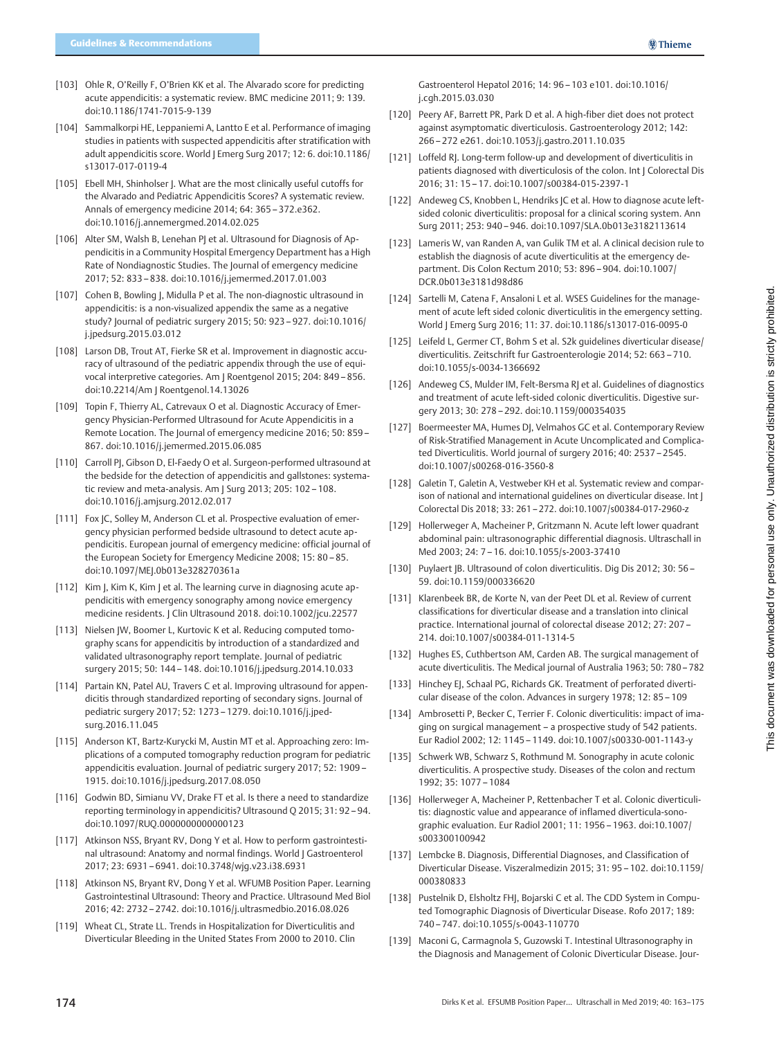[103] Ohle R, O'Reilly F, O'Brien KK et al. The Alvarado score for predicting acute appendicitis: a systematic review. BMC medicine 2011; 9: 139. doi:10.1186/1741-7015-9-139

[104] Sammalkorpi HE, Leppaniemi A, Lantto E et al. Performance of imaging studies in patients with suspected appendicitis after stratification with adult appendicitis score. World J Emerg Surg 2017; 12: 6. doi:10.1186/s13017-017-0119-4

[105] Ebell MH, Shinholser J. What are the most clinically useful cutoffs for the Alvarado and Pediatric Appendicitis Scores? A systematic review. Annals of emergency medicine 2014; 64: 365 – 372.e362. doi:10.1016/j.annemergmed.2014.02.025

[106] Alter SM, Walsh B, Lenehan PJ et al. Ultrasound for Diagnosis of Appendicitis in a Community Hospital Emergency Department has a High Rate of Nondiagnostic Studies. The Journal of emergency medicine 2017; 52: 833 – 838. doi:10.1016/j.jemermed.2017.01.003

[107] Cohen B, Bowling J, Midulla P et al. The non-diagnostic ultrasound in appendicitis: is a non-visualized appendix the same as a negative study? Journal of pediatric surgery 2015; 50: 923 – 927. doi:10.1016/j.jpedsurg.2015.03.012

[108] Larson DB, Trout AT, Fierke SR et al. Improvement in diagnostic accuracy of ultrasound of the pediatric appendix through the use of equivocal interpretive categories. Am J Roentgenol 2015; 204: 849 – 856. doi:10.2214/Am J Roentgenol.14.13026

[109] Topin F, Thierry AL, Catrevaux O et al. Diagnostic Accuracy of Emergency Physician-Performed Ultrasound for Acute Appendicitis in a Remote Location. The Journal of emergency medicine 2016; 50: 859 – 867. doi:10.1016/j.jemermed.2015.06.085

[110] Carroll PJ, Gibson D, El-Faedy O et al. Surgeon-performed ultrasound at the bedside for the detection of appendicitis and gallstones: systematic review and meta-analysis. Am J Surg 2013; 205: 102 – 108. doi:10.1016/j.amjsurg.2012.02.017

[111] Fox JC, Solley M, Anderson CL et al. Prospective evaluation of emergency physician performed bedside ultrasound to detect acute appendicitis. European journal of emergency medicine: official journal of the European Society for Emergency Medicine 2008; 15: 80 – 85. doi:10.1097/MEJ.0b013e328270361a

[112] Kim J, Kim K, Kim J et al. The learning curve in diagnosing acute appendicitis with emergency sonography among novice emergency medicine residents. J Clin Ultrasound 2018. doi:10.1002/jcu.22577

[113] Nielsen JW, Boomer L, Kurtovic K et al. Reducing computed tomography scans for appendicitis by introduction of a standardized and validated ultrasonography report template. Journal of pediatric surgery 2015; 50: 144 – 148. doi:10.1016/j.jpedsurg.2014.10.033

[114] Partain KN, Patel AU, Travers C et al. Improving ultrasound for appendicitis through standardized reporting of secondary signs. Journal of pediatric surgery 2017; 52: 1273 – 1279. doi:10.1016/j.jpedsurg.2016.11.045

[115] Anderson KT, Bartz-Kurycki M, Austin MT et al. Approaching zero: Implications of a computed tomography reduction program for pediatric appendicitis evaluation. Journal of pediatric surgery 2017; 52: 1909 – 1915. doi:10.1016/j.jpedsurg.2017.08.050

[116] Godwin BD, Simianu VV, Drake FT et al. Is there a need to standardize reporting terminology in appendicitis? Ultrasound Q 2015; 31: 92 – 94. doi:10.1097/RUQ.0000000000000123

[117] Atkinson NSS, Bryant RV, Dong Y et al. How to perform gastrointestinal ultrasound: Anatomy and normal findings. World J Gastroenterol 2017; 23: 6931 – 6941. doi:10.3748/wjg.v23.i38.6931

[118] Atkinson NS, Bryant RV, Dong Y et al. WFUMB Position Paper. Learning Gastrointestinal Ultrasound: Theory and Practice. Ultrasound Med Biol 2016; 42: 2732 – 2742. doi:10.1016/j.ultrasmedbio.2016.08.026

[119] Wheat CL, Strate LL. Trends in Hospitalization for Diverticulitis and Diverticular Bleeding in the United States From 2000 to 2010. Clin Gastroenterol Hepatol 2016; 14: 96 – 103 e101. doi:10.1016/j.cgh.2015.03.030

[120] Peery AF, Barrett PR, Park D et al. A high-fiber diet does not protect against asymptomatic diverticulosis. Gastroenterology 2012; 142: 266 – 272 e261. doi:10.1053/j.gastro.2011.10.035

[121] Loffeld RJ. Long-term follow-up and development of diverticulitis in patients diagnosed with diverticulosis of the colon. Int J Colorectal Dis 2016; 31: 15 – 17. doi:10.1007/s00384-015-2397-1

[122] Andeweg CS, Knobben L, Hendriks JC et al. How to diagnose acute left-sided colonic diverticulitis: proposal for a clinical scoring system. Ann Surg 2011; 253: 940 – 946. doi:10.1097/SLA.0b013e3182113614

[123] Lameris W, van Randen A, van Gulik TM et al. A clinical decision rule to establish the diagnosis of acute diverticulitis at the emergency department. Dis Colon Rectum 2010; 53: 896 – 904. doi:10.1007/DCR.0b013e3181d98d86

[124] Sartelli M, Catena F, Ansaloni L et al. WSES Guidelines for the management of acute left sided colonic diverticulitis in the emergency setting. World J Emerg Surg 2016; 11: 37. doi:10.1186/s13017-016-0095-0

[125] Leifeld L, Germer CT, Bohm S et al. S2k guidelines diverticular disease/diverticulitis. Zeitschrift fur Gastroenterologie 2014; 52: 663 – 710. doi:10.1055/s-0034-1366692

[126] Andeweg CS, Mulder IM, Felt-Bersma RJ et al. Guidelines of diagnostics and treatment of acute left-sided colonic diverticulitis. Digestive surgery 2013; 30: 278 – 292. doi:10.1159/000354035

[127] Boermeester MA, Humes DJ, Velmahos GC et al. Contemporary Review of Risk-Stratified Management in Acute Uncomplicated and Complicated Diverticulitis. World journal of surgery 2016; 40: 2537 – 2545. doi:10.1007/s00268-016-3560-8

[128] Galetin T, Galetin A, Vestweber KH et al. Systematic review and comparison of national and international guidelines on diverticular disease. Int J Colorectal Dis 2018; 33: 261 – 272. doi:10.1007/s00384-017-2960-z

[129] Hollerweger A, Macheiner P, Gritzmann N. Acute left lower quadrant abdominal pain: ultrasonographic differential diagnosis. Ultraschall in Med 2003; 24: 7 – 16. doi:10.1055/s-2003-37410

[130] Puylaert JB. Ultrasound of colon diverticulitis. Dig Dis 2012; 30: 56 – 59. doi:10.1159/000336620

[131] Klarenbeek BR, de Korte N, van der Peet DL et al. Review of current classifications for diverticular disease and a translation into clinical practice. International journal of colorectal disease 2012; 27: 207 – 214. doi:10.1007/s00384-011-1314-5

[132] Hughes ES, Cuthbertson AM, Carden AB. The surgical management of acute diverticulitis. The Medical journal of Australia 1963; 50: 780 – 782

[133] Hinchey EJ, Schaal PG, Richards GK. Treatment of perforated diverticular disease of the colon. Advances in surgery 1978; 12: 85 – 109

[134] Ambrosetti P, Becker C, Terrier F. Colonic diverticulitis: impact of imaging on surgical management – a prospective study of 542 patients. Eur Radiol 2002; 12: 1145 – 1149. doi:10.1007/s00330-001-1143-y

[135] Schwerk WB, Schwarz S, Rothmund M. Sonography in acute colonic diverticulitis. A prospective study. Diseases of the colon and rectum 1992; 35: 1077 – 1084

[136] Hollerweger A, Macheiner P, Rettenbacher T et al. Colonic diverticulitis: diagnostic value and appearance of inflamed diverticula-sonographic evaluation. Eur Radiol 2001; 11: 1956 – 1963. doi:10.1007/s003300100942

[137] Lembcke B. Diagnosis, Differential Diagnoses, and Classification of Diverticular Disease. Viszeralmedizin 2015; 31: 95 – 102. doi:10.1159/000380833

[138] Pustelnik D, Elsholtz FHJ, Bojarski C et al. The CDD System in Computed Tomographic Diagnosis of Diverticular Disease. Rofo 2017; 189: 740 – 747. doi:10.1055/s-0043-110770

[139] Maconi G, Carmagnola S, Guzowski T. Intestinal Ultrasonography in the Diagnosis and Management of Colonic Diverticular Disease. Jour-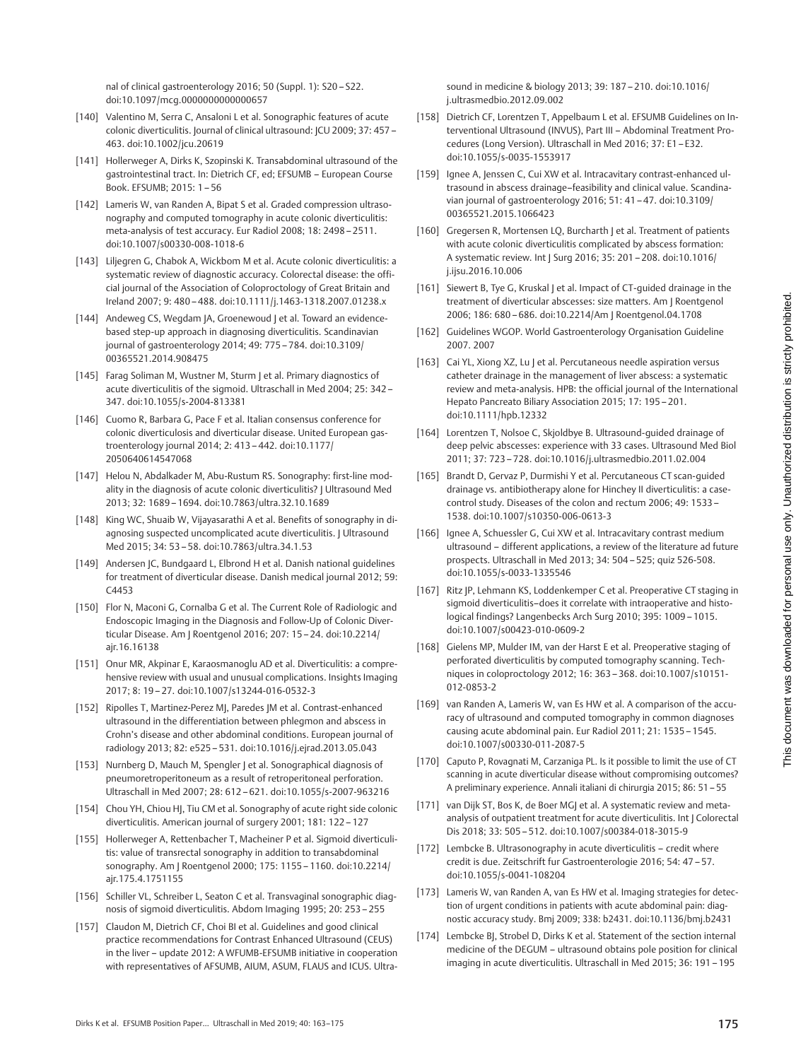nal of clinical gastroenterology 2016; 50 (Suppl. 1): S20 – S22. doi:10.1097/mcg.0000000000000657

[140] Valentino M, Serra C, Ansaloni L et al. Sonographic features of acute colonic diverticulitis. Journal of clinical ultrasound: JCU 2009; 37: 457 – 463. doi:10.1002/jcu.20619

[141] Hollerweger A, Dirks K, Szopinski K. Transabdominal ultrasound of the gastrointestinal tract. In: Dietrich CF, ed; EFSUMB – European Course Book. EFSUMB; 2015: 1 – 56

[142] Lameris W, van Randen A, Bipat S et al. Graded compression ultrasonography and computed tomography in acute colonic diverticulitis: meta-analysis of test accuracy. Eur Radiol 2008; 18: 2498 – 2511. doi:10.1007/s00330-008-1018-6

[143] Liljegren G, Chabok A, Wickbom M et al. Acute colonic diverticulitis: a systematic review of diagnostic accuracy. Colorectal disease: the official journal of the Association of Coloproctology of Great Britain and Ireland 2007; 9: 480 – 488. doi:10.1111/j.1463-1318.2007.01238.x

[144] Andeweg CS, Wegdam JA, Groenewoud J et al. Toward an evidence-based step-up approach in diagnosing diverticulitis. Scandinavian journal of gastroenterology 2014; 49: 775 – 784. doi:10.3109/00365521.2014.908475

[145] Farag Soliman M, Wustner M, Sturm J et al. Primary diagnostics of acute diverticulitis of the sigmoid. Ultraschall in Med 2004; 25: 342 – 347. doi:10.1055/s-2004-813381

[146] Cuomo R, Barbara G, Pace F et al. Italian consensus conference for colonic diverticulosis and diverticular disease. United European gastroenterology journal 2014; 2: 413 – 442. doi:10.1177/2050640614547068

[147] Helou N, Abdalkader M, Abu-Rustum RS. Sonography: first-line modality in the diagnosis of acute colonic diverticulitis? J Ultrasound Med 2013; 32: 1689 – 1694. doi:10.7863/ultra.32.10.1689

[148] King WC, Shuaib W, Vijayasarathi A et al. Benefits of sonography in diagnosing suspected uncomplicated acute diverticulitis. J Ultrasound Med 2015; 34: 53 – 58. doi:10.7863/ultra.34.1.53

[149] Andersen JC, Bundgaard L, Elbrond H et al. Danish national guidelines for treatment of diverticular disease. Danish medical journal 2012; 59: C4453

[150] Flor N, Maconi G, Cornalba G et al. The Current Role of Radiologic and Endoscopic Imaging in the Diagnosis and Follow-Up of Colonic Diverticular Disease. Am J Roentgenol 2016; 207: 15 – 24. doi:10.2214/ajr.16.16138

[151] Onur MR, Akpinar E, Karaosmanoglu AD et al. Diverticulitis: a comprehensive review with usual and unusual complications. Insights Imaging 2017; 8: 19 – 27. doi:10.1007/s13244-016-0532-3

[152] Ripolles T, Martinez-Perez MJ, Paredes JM et al. Contrast-enhanced ultrasound in the differentiation between phlegmon and abscess in Crohn's disease and other abdominal conditions. European journal of radiology 2013; 82: e525 – 531. doi:10.1016/j.ejrad.2013.05.043

[153] Nurnberg D, Mauch M, Spengler J et al. Sonographical diagnosis of pneumoretroperitoneum as a result of retroperitoneal perforation. Ultraschall in Med 2007; 28: 612 – 621. doi:10.1055/s-2007-963216

[154] Chou YH, Chiou HJ, Tiu CM et al. Sonography of acute right side colonic diverticulitis. American journal of surgery 2001; 181: 122 – 127

[155] Hollerweger A, Rettenbacher T, Macheiner P et al. Sigmoid diverticulitis: value of transrectal sonography in addition to transabdominal sonography. Am J Roentgenol 2000; 175: 1155 – 1160. doi:10.2214/ajr.175.4.1751155

[156] Schiller VL, Schreiber L, Seaton C et al. Transvaginal sonographic diagnosis of sigmoid diverticulitis. Abdom Imaging 1995; 20: 253 – 255

[157] Claudon M, Dietrich CF, Choi BI et al. Guidelines and good clinical practice recommendations for Contrast Enhanced Ultrasound (CEUS) in the liver – update 2012: A WFUMB-EFSUMB initiative in cooperation with representatives of AFSUMB, AIUM, ASUM, FLAUS and ICUS. Ultrasound in medicine & biology 2013; 39: 187 – 210. doi:10.1016/j.ultrasmedbio.2012.09.002

[158] Dietrich CF, Lorentzen T, Appelbaum L et al. EFSUMB Guidelines on Interventional Ultrasound (INVUS), Part III – Abdominal Treatment Procedures (Long Version). Ultraschall in Med 2016; 37: E1 – E32. doi:10.1055/s-0035-1553917

[159] Ignee A, Jenssen C, Cui XW et al. Intracavitary contrast-enhanced ultrasound in abscess drainage–feasibility and clinical value. Scandinavian journal of gastroenterology 2016; 51: 41 – 47. doi:10.3109/00365521.2015.1066423

[160] Gregersen R, Mortensen LQ, Burcharth J et al. Treatment of patients with acute colonic diverticulitis complicated by abscess formation: A systematic review. Int J Surg 2016; 35: 201 – 208. doi:10.1016/j.ijsu.2016.10.006

[161] Siewert B, Tye G, Kruskal J et al. Impact of CT-guided drainage in the treatment of diverticular abscesses: size matters. Am J Roentgenol 2006; 186: 680 – 686. doi:10.2214/Am J Roentgenol.04.1708

[162] Guidelines WGOP. World Gastroenterology Organisation Guideline 2007. 2007

[163] Cai YL, Xiong XZ, Lu J et al. Percutaneous needle aspiration versus catheter drainage in the management of liver abscess: a systematic review and meta-analysis. HPB: the official journal of the International Hepato Pancreato Biliary Association 2015; 17: 195 – 201. doi:10.1111/hpb.12332

[164] Lorentzen T, Nolsoe C, Skjoldbye B. Ultrasound-guided drainage of deep pelvic abscesses: experience with 33 cases. Ultrasound Med Biol 2011; 37: 723 – 728. doi:10.1016/j.ultrasmedbio.2011.02.004

[165] Brandt D, Gervaz P, Durmishi Y et al. Percutaneous CT scan-guided drainage vs. antibiotherapy alone for Hinchey II diverticulitis: a case-control study. Diseases of the colon and rectum 2006; 49: 1533 – 1538. doi:10.1007/s10350-006-0613-3

[166] Ignee A, Schuessler G, Cui XW et al. Intracavitary contrast medium ultrasound – different applications, a review of the literature ad future prospects. Ultraschall in Med 2013; 34: 504 – 525; quiz 526-508. doi:10.1055/s-0033-1335546

[167] Ritz JP, Lehmann KS, Loddenkemper C et al. Preoperative CT staging in sigmoid diverticulitis–does it correlate with intraoperative and histological findings? Langenbecks Arch Surg 2010; 395: 1009 – 1015. doi:10.1007/s00423-010-0609-2

[168] Gielens MP, Mulder IM, van der Harst E et al. Preoperative staging of perforated diverticulitis by computed tomography scanning. Techniques in coloproctology 2012; 16: 363 – 368. doi:10.1007/s10151-012-0853-2

[169] van Randen A, Lameris W, van Es HW et al. A comparison of the accuracy of ultrasound and computed tomography in common diagnoses causing acute abdominal pain. Eur Radiol 2011; 21: 1535 – 1545. doi:10.1007/s00330-011-2087-5

[170] Caputo P, Rovagnati M, Carzaniga PL. Is it possible to limit the use of CT scanning in acute diverticular disease without compromising outcomes? A preliminary experience. Annali italiani di chirurgia 2015; 86: 51 – 55

[171] van Dijk ST, Bos K, de Boer MGJ et al. A systematic review and meta-analysis of outpatient treatment for acute diverticulitis. Int J Colorectal Dis 2018; 33: 505 – 512. doi:10.1007/s00384-018-3015-9

[172] Lembcke B. Ultrasonography in acute diverticulitis – credit where credit is due. Zeitschrift fur Gastroenterologie 2016; 54: 47 – 57. doi:10.1055/s-0041-108204

[173] Lameris W, van Randen A, van Es HW et al. Imaging strategies for detection of urgent conditions in patients with acute abdominal pain: diagnostic accuracy study. Bmj 2009; 338: b2431. doi:10.1136/bmj.b2431

[174] Lembcke BJ, Strobel D, Dirks K et al. Statement of the section internal medicine of the DEGUM – ultrasound obtains pole position for clinical imaging in acute diverticulitis. Ultraschall in Med 2015; 36: 191 – 195